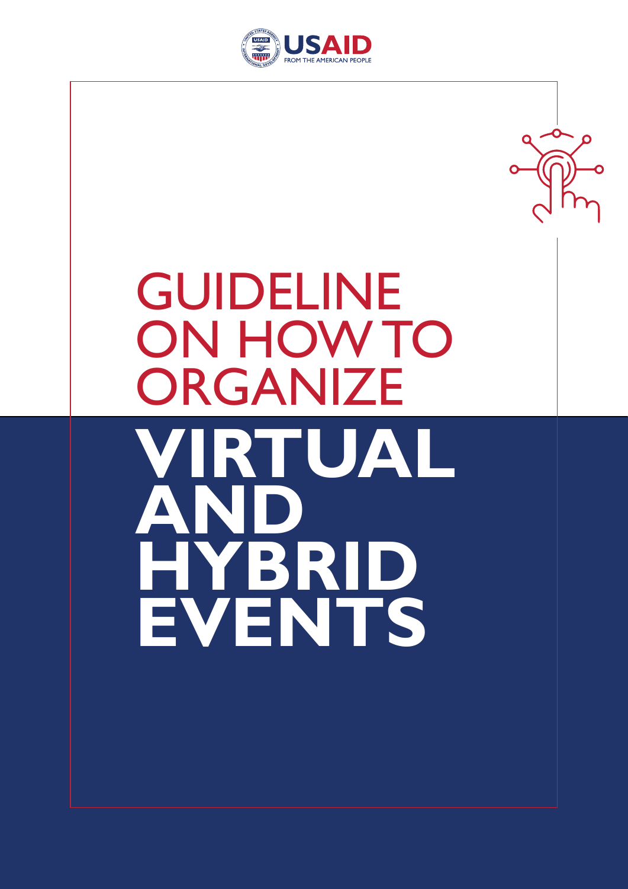USAID

FROM THE AMERICAN PEOPLE

# GUIDELINE ON HOW TO ORGANIZE VIRTUAL AND HYBRID EVENTS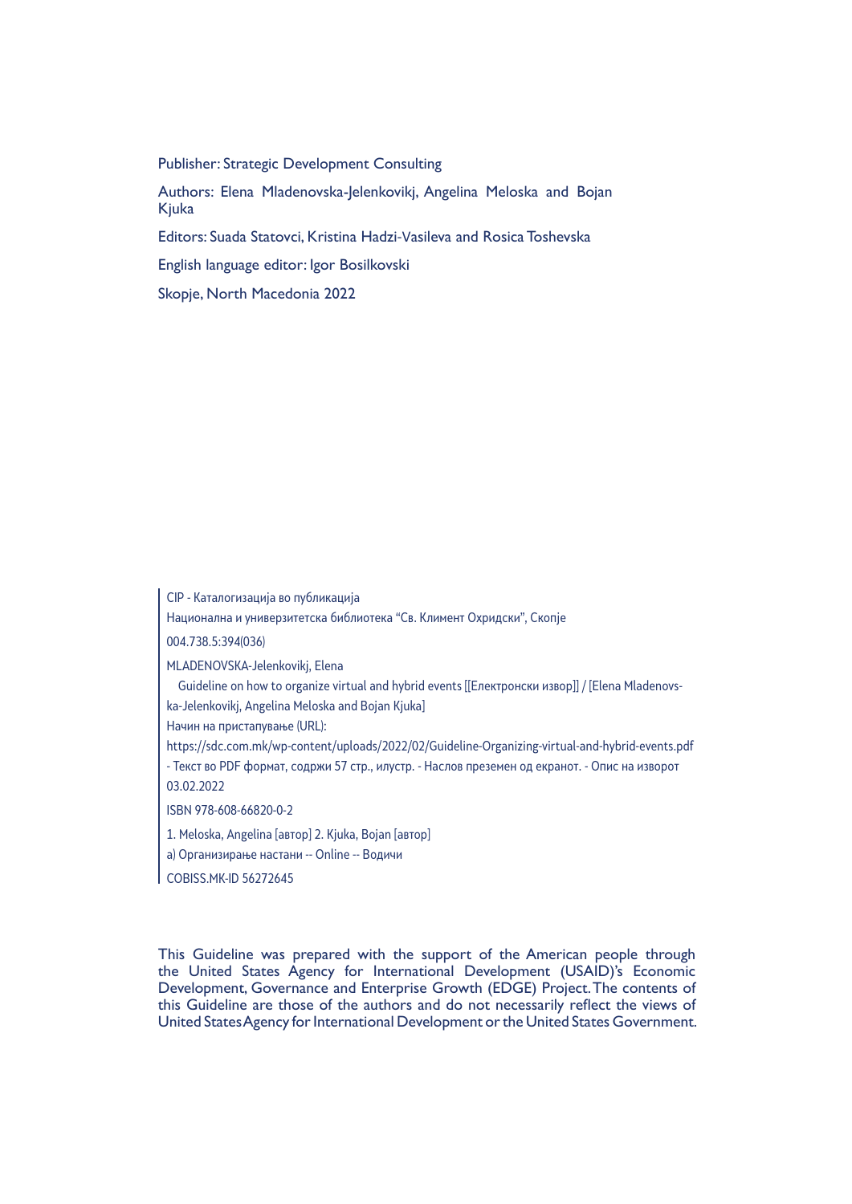Publisher: Strategic Development Consulting

Authors: Elena Mladenovska-Jelenkovikj, Angelina Meloska and Bojan Kjuka

Editors: Suada Statovci, Kristina Hadzi-Vasileva and Rosica Toshevska

English language editor: Igor Bosilkovski

Skopje, North Macedonia 2022

CIP - Каталогизација во публикација

Национална и универзитетска библиотека "Св. Климент Охридски", Скопје

004.738.5:394(036)

MLADENOVSKA-Jelenkovikj, Elena

Guideline on how to organize virtual and hybrid events [[Електронски извор]] / [Elena Mladenovska-Jelenkovikj, Angelina Meloska and Bojan Kjuka]

Начин на пристапување (URL):

https://sdc.com.mk/wp-content/uploads/2022/02/Guideline-Organizing-virtual-and-hybrid-events.pdf - Текст во PDF формат, содржи 57 стр., илустр. - Наслов преземен од екранот. - Опис на изворот 03.02.2022

ISBN 978-608-66820-0-2

1. Meloska, Angelina [автор] 2. Kjuka, Bojan [автор]

а) Организирање настани -- Online -- Водичи

COBISS.MK-ID 56272645

This Guideline was prepared with the support of the American people through the United States Agency for International Development (USAID)'s Economic Development, Governance and Enterprise Growth (EDGE) Project. The contents of this Guideline are those of the authors and do not necessarily reflect the views of United States Agency for International Development or the United States Government.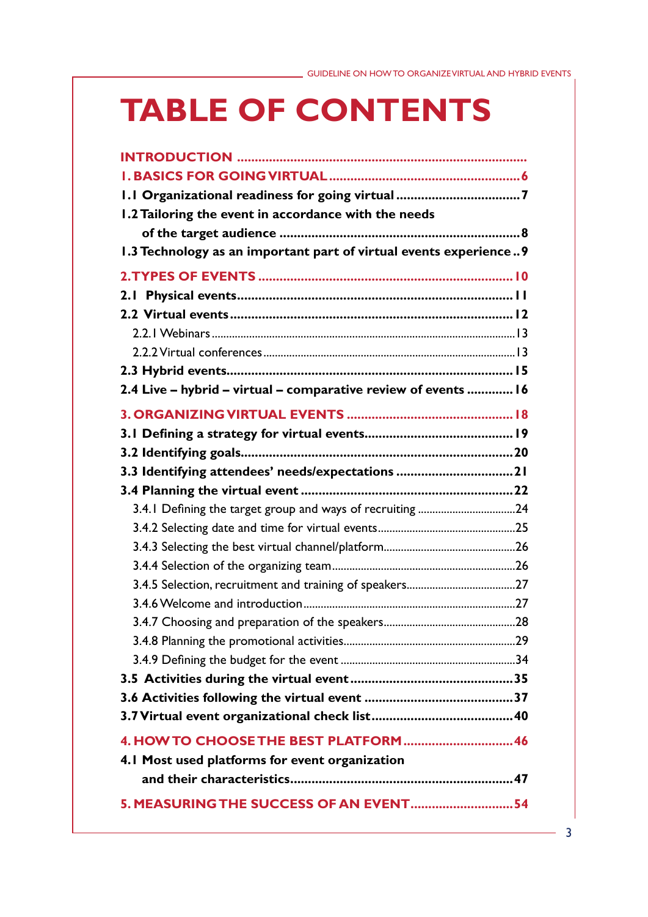# TABLE OF CONTENTS

INTRODUCTION

1. BASICS FOR GOING VIRTUAL ... 6

1.1 Organizational readiness for going virtual ... 7

1.2 Tailoring the event in accordance with the needs of the target audience ... 8

1.3 Technology as an important part of virtual events experience ... 9

2. TYPES OF EVENTS ... 10

2.1 Physical events ... 11

2.2 Virtual events ... 12

2.2.1 Webinars ... 13

2.2.2 Virtual conferences ... 13

2.3 Hybrid events ... 15

2.4 Live – hybrid – virtual – comparative review of events ... 16

3. ORGANIZING VIRTUAL EVENTS ... 18

3.1 Defining a strategy for virtual events ... 19

3.2 Identifying goals ... 20

3.3 Identifying attendees' needs/expectations ... 21

3.4 Planning the virtual event ... 22

3.4.1 Defining the target group and ways of recruiting ... 24

3.4.2 Selecting date and time for virtual events ... 25

3.4.3 Selecting the best virtual channel/platform ... 26

3.4.4 Selection of the organizing team ... 26

3.4.5 Selection, recruitment and training of speakers ... 27

3.4.6 Welcome and introduction ... 27

3.4.7 Choosing and preparation of the speakers ... 28

3.4.8 Planning the promotional activities ... 29

3.4.9 Defining the budget for the event ... 34

3.5 Activities during the virtual event ... 35

3.6 Activities following the virtual event ... 37

3.7 Virtual event organizational check list ... 40

4. HOW TO CHOOSE THE BEST PLATFORM ... 46

4.1 Most used platforms for event organization and their characteristics ... 47

5. MEASURING THE SUCCESS OF AN EVENT ... 54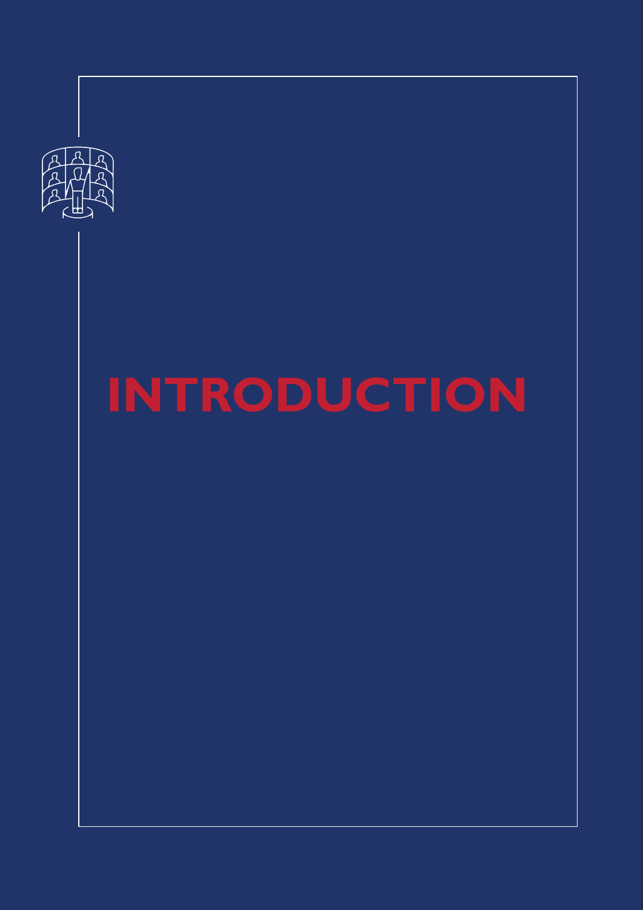# INTRODUCTION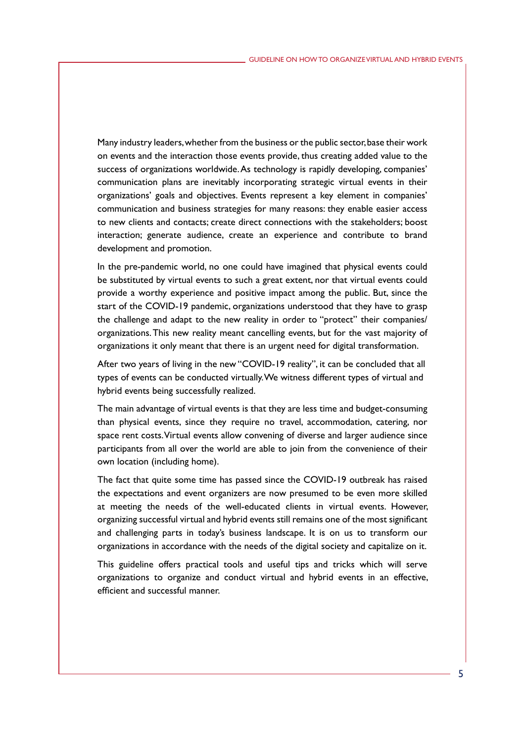Many industry leaders, whether from the business or the public sector, base their work on events and the interaction those events provide, thus creating added value to the success of organizations worldwide. As technology is rapidly developing, companies' communication plans are inevitably incorporating strategic virtual events in their organizations' goals and objectives. Events represent a key element in companies' communication and business strategies for many reasons: they enable easier access to new clients and contacts; create direct connections with the stakeholders; boost interaction; generate audience, create an experience and contribute to brand development and promotion.

In the pre-pandemic world, no one could have imagined that physical events could be substituted by virtual events to such a great extent, nor that virtual events could provide a worthy experience and positive impact among the public. But, since the start of the COVID-19 pandemic, organizations understood that they have to grasp the challenge and adapt to the new reality in order to "protect" their companies/ organizations. This new reality meant cancelling events, but for the vast majority of organizations it only meant that there is an urgent need for digital transformation.

After two years of living in the new "COVID-19 reality", it can be concluded that all types of events can be conducted virtually. We witness different types of virtual and hybrid events being successfully realized.

The main advantage of virtual events is that they are less time and budget-consuming than physical events, since they require no travel, accommodation, catering, nor space rent costs. Virtual events allow convening of diverse and larger audience since participants from all over the world are able to join from the convenience of their own location (including home).

The fact that quite some time has passed since the COVID-19 outbreak has raised the expectations and event organizers are now presumed to be even more skilled at meeting the needs of the well-educated clients in virtual events. However, organizing successful virtual and hybrid events still remains one of the most significant and challenging parts in today's business landscape. It is on us to transform our organizations in accordance with the needs of the digital society and capitalize on it.

This guideline offers practical tools and useful tips and tricks which will serve organizations to organize and conduct virtual and hybrid events in an effective, efficient and successful manner.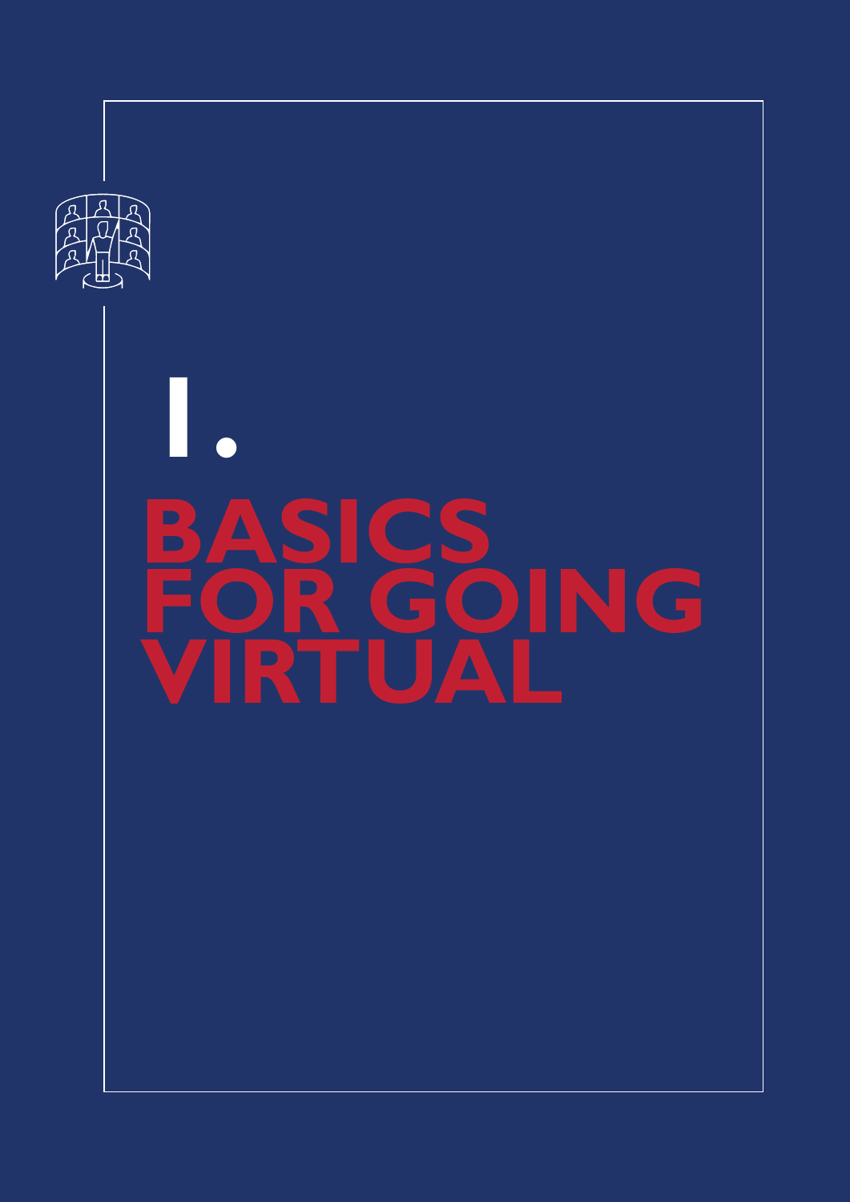# I.

# BASICS FOR GOING VIRTUAL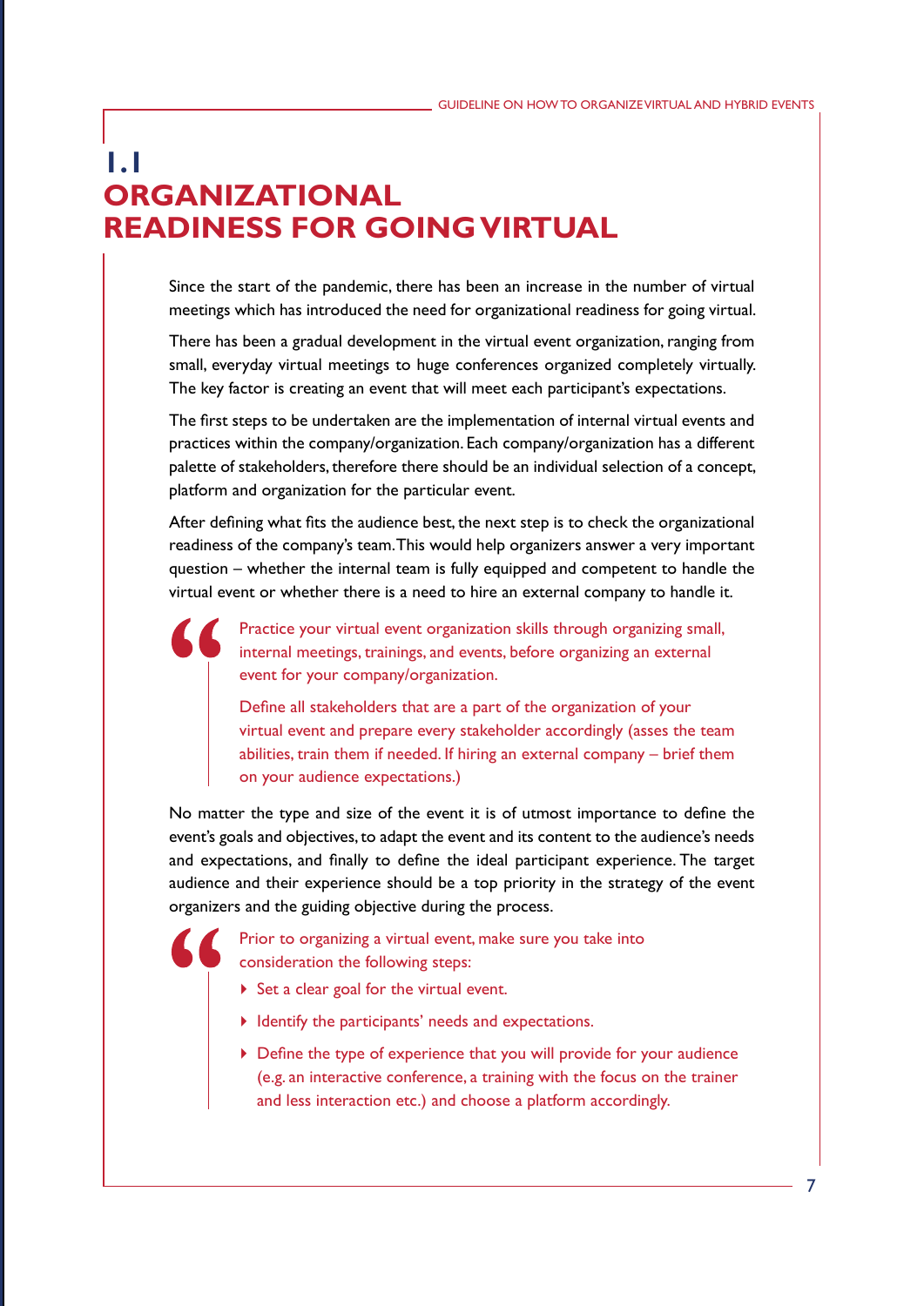## 1.1 ORGANIZATIONAL READINESS FOR GOING VIRTUAL

Since the start of the pandemic, there has been an increase in the number of virtual meetings which has introduced the need for organizational readiness for going virtual.

There has been a gradual development in the virtual event organization, ranging from small, everyday virtual meetings to huge conferences organized completely virtually. The key factor is creating an event that will meet each participant's expectations.

The first steps to be undertaken are the implementation of internal virtual events and practices within the company/organization. Each company/organization has a different palette of stakeholders, therefore there should be an individual selection of a concept, platform and organization for the particular event.

After defining what fits the audience best, the next step is to check the organizational readiness of the company's team. This would help organizers answer a very important question – whether the internal team is fully equipped and competent to handle the virtual event or whether there is a need to hire an external company to handle it.

> Practice your virtual event organization skills through organizing small, internal meetings, trainings, and events, before organizing an external event for your company/organization.
>
> Define all stakeholders that are a part of the organization of your virtual event and prepare every stakeholder accordingly (asses the team abilities, train them if needed. If hiring an external company – brief them on your audience expectations.)

No matter the type and size of the event it is of utmost importance to define the event's goals and objectives, to adapt the event and its content to the audience's needs and expectations, and finally to define the ideal participant experience. The target audience and their experience should be a top priority in the strategy of the event organizers and the guiding objective during the process.

> Prior to organizing a virtual event, make sure you take into consideration the following steps:
>
> - Set a clear goal for the virtual event.
> - Identify the participants' needs and expectations.
> - Define the type of experience that you will provide for your audience (e.g. an interactive conference, a training with the focus on the trainer and less interaction etc.) and choose a platform accordingly.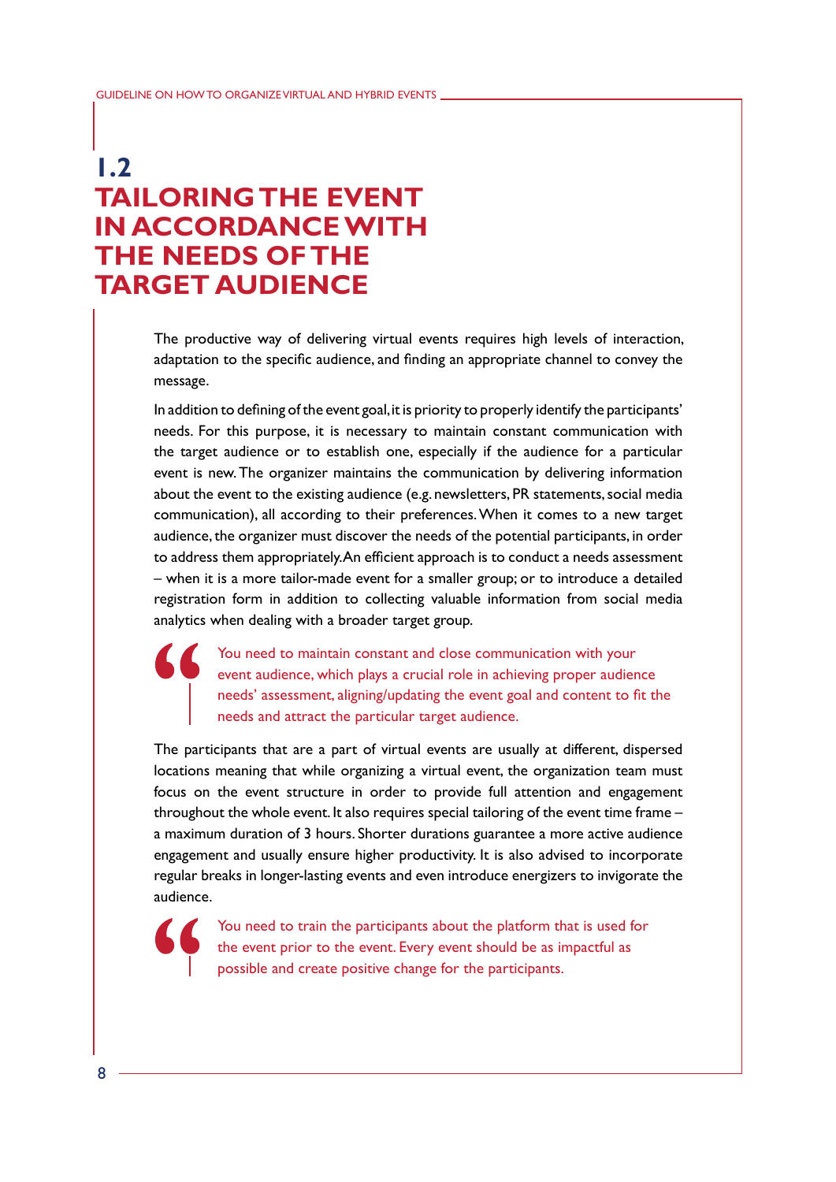## 1.2 TAILORING THE EVENT IN ACCORDANCE WITH THE NEEDS OF THE TARGET AUDIENCE

The productive way of delivering virtual events requires high levels of interaction, adaptation to the specific audience, and finding an appropriate channel to convey the message.

In addition to defining of the event goal, it is priority to properly identify the participants' needs. For this purpose, it is necessary to maintain constant communication with the target audience or to establish one, especially if the audience for a particular event is new. The organizer maintains the communication by delivering information about the event to the existing audience (e.g. newsletters, PR statements, social media communication), all according to their preferences. When it comes to a new target audience, the organizer must discover the needs of the potential participants, in order to address them appropriately. An efficient approach is to conduct a needs assessment – when it is a more tailor-made event for a smaller group; or to introduce a detailed registration form in addition to collecting valuable information from social media analytics when dealing with a broader target group.

> You need to maintain constant and close communication with your event audience, which plays a crucial role in achieving proper audience needs' assessment, aligning/updating the event goal and content to fit the needs and attract the particular target audience.

The participants that are a part of virtual events are usually at different, dispersed locations meaning that while organizing a virtual event, the organization team must focus on the event structure in order to provide full attention and engagement throughout the whole event. It also requires special tailoring of the event time frame – a maximum duration of 3 hours. Shorter durations guarantee a more active audience engagement and usually ensure higher productivity. It is also advised to incorporate regular breaks in longer-lasting events and even introduce energizers to invigorate the audience.

> You need to train the participants about the platform that is used for the event prior to the event. Every event should be as impactful as possible and create positive change for the participants.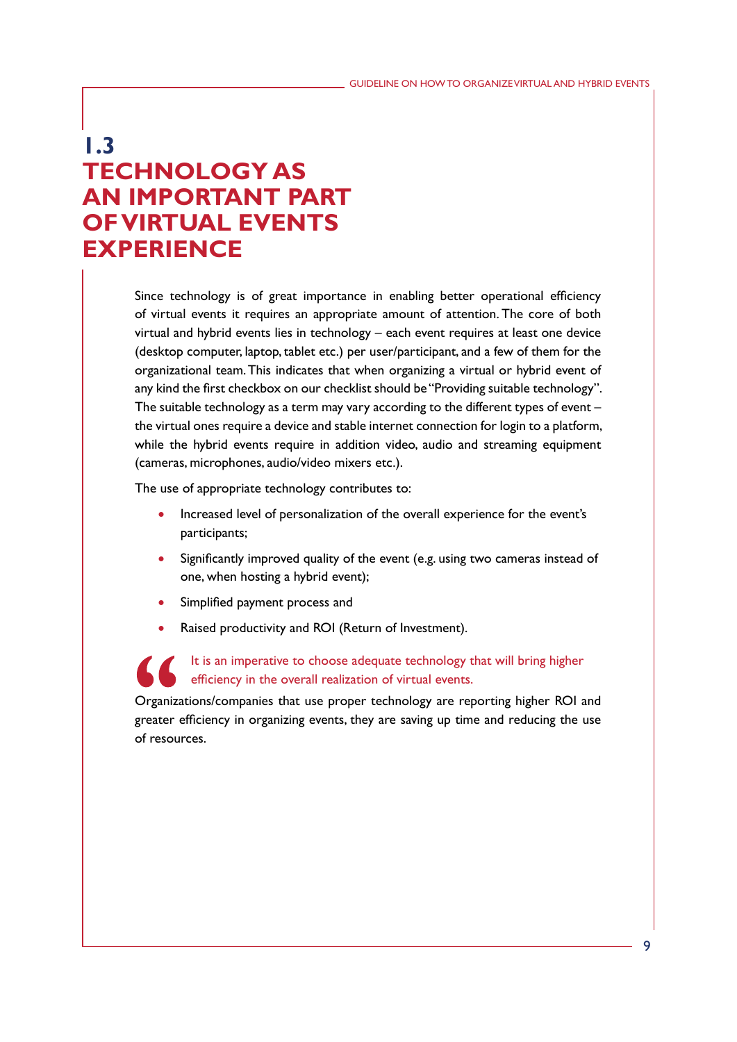## 1.3 TECHNOLOGY AS AN IMPORTANT PART OF VIRTUAL EVENTS EXPERIENCE

Since technology is of great importance in enabling better operational efficiency of virtual events it requires an appropriate amount of attention. The core of both virtual and hybrid events lies in technology – each event requires at least one device (desktop computer, laptop, tablet etc.) per user/participant, and a few of them for the organizational team. This indicates that when organizing a virtual or hybrid event of any kind the first checkbox on our checklist should be "Providing suitable technology". The suitable technology as a term may vary according to the different types of event – the virtual ones require a device and stable internet connection for login to a platform, while the hybrid events require in addition video, audio and streaming equipment (cameras, microphones, audio/video mixers etc.).

The use of appropriate technology contributes to:

- Increased level of personalization of the overall experience for the event's participants;
- Significantly improved quality of the event (e.g. using two cameras instead of one, when hosting a hybrid event);
- Simplified payment process and
- Raised productivity and ROI (Return of Investment).

> It is an imperative to choose adequate technology that will bring higher efficiency in the overall realization of virtual events.

Organizations/companies that use proper technology are reporting higher ROI and greater efficiency in organizing events, they are saving up time and reducing the use of resources.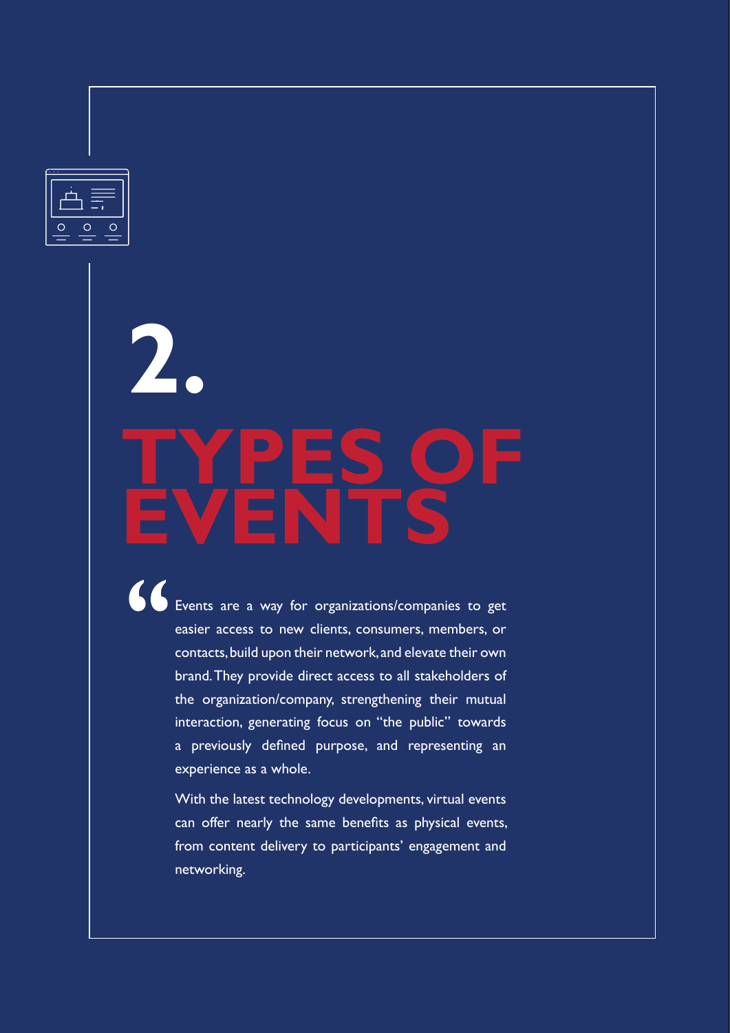# 2. TYPES OF EVENTS

> Events are a way for organizations/companies to get easier access to new clients, consumers, members, or contacts, build upon their network, and elevate their own brand. They provide direct access to all stakeholders of the organization/company, strengthening their mutual interaction, generating focus on "the public" towards a previously defined purpose, and representing an experience as a whole.
>
> With the latest technology developments, virtual events can offer nearly the same benefits as physical events, from content delivery to participants' engagement and networking.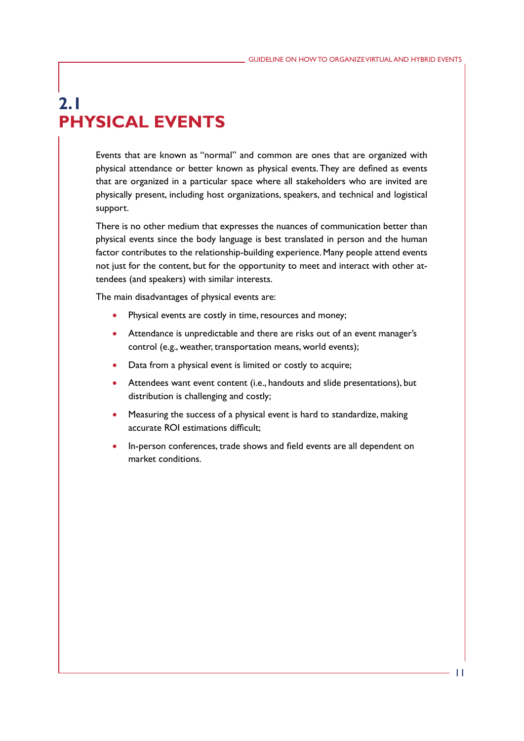## 2.1 PHYSICAL EVENTS

Events that are known as "normal" and common are ones that are organized with physical attendance or better known as physical events. They are defined as events that are organized in a particular space where all stakeholders who are invited are physically present, including host organizations, speakers, and technical and logistical support.

There is no other medium that expresses the nuances of communication better than physical events since the body language is best translated in person and the human factor contributes to the relationship-building experience. Many people attend events not just for the content, but for the opportunity to meet and interact with other attendees (and speakers) with similar interests.

The main disadvantages of physical events are:

- Physical events are costly in time, resources and money;
- Attendance is unpredictable and there are risks out of an event manager's control (e.g., weather, transportation means, world events);
- Data from a physical event is limited or costly to acquire;
- Attendees want event content (i.e., handouts and slide presentations), but distribution is challenging and costly;
- Measuring the success of a physical event is hard to standardize, making accurate ROI estimations difficult;
- In-person conferences, trade shows and field events are all dependent on market conditions.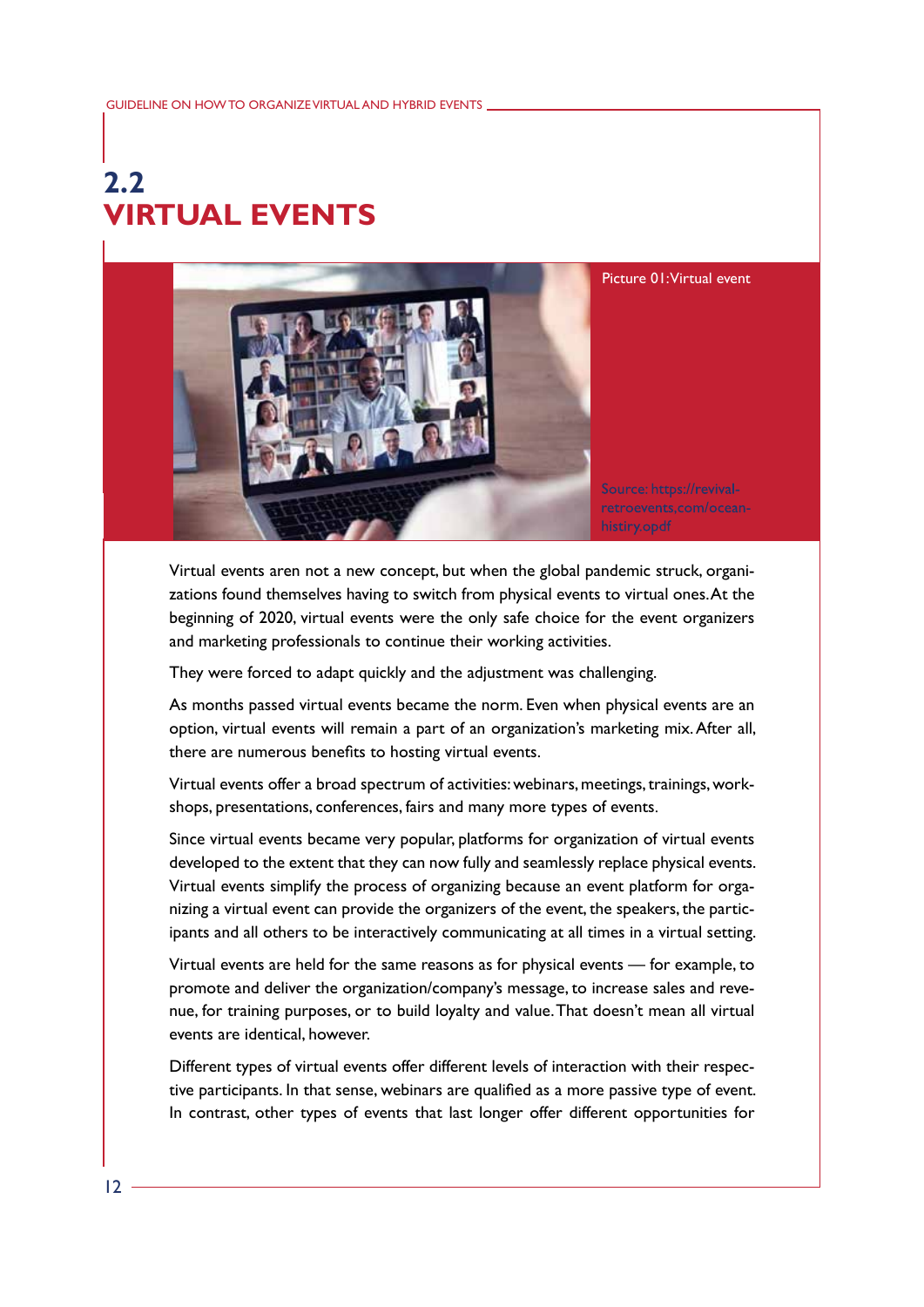## 2.2 VIRTUAL EVENTS

Picture 01: Virtual event

Source: https://revival-retroevents.com/ocean-histiry.opdf

Virtual events aren not a new concept, but when the global pandemic struck, organizations found themselves having to switch from physical events to virtual ones. At the beginning of 2020, virtual events were the only safe choice for the event organizers and marketing professionals to continue their working activities.

They were forced to adapt quickly and the adjustment was challenging.

As months passed virtual events became the norm. Even when physical events are an option, virtual events will remain a part of an organization's marketing mix. After all, there are numerous benefits to hosting virtual events.

Virtual events offer a broad spectrum of activities: webinars, meetings, trainings, workshops, presentations, conferences, fairs and many more types of events.

Since virtual events became very popular, platforms for organization of virtual events developed to the extent that they can now fully and seamlessly replace physical events. Virtual events simplify the process of organizing because an event platform for organizing a virtual event can provide the organizers of the event, the speakers, the participants and all others to be interactively communicating at all times in a virtual setting.

Virtual events are held for the same reasons as for physical events — for example, to promote and deliver the organization/company's message, to increase sales and revenue, for training purposes, or to build loyalty and value. That doesn't mean all virtual events are identical, however.

Different types of virtual events offer different levels of interaction with their respective participants. In that sense, webinars are qualified as a more passive type of event. In contrast, other types of events that last longer offer different opportunities for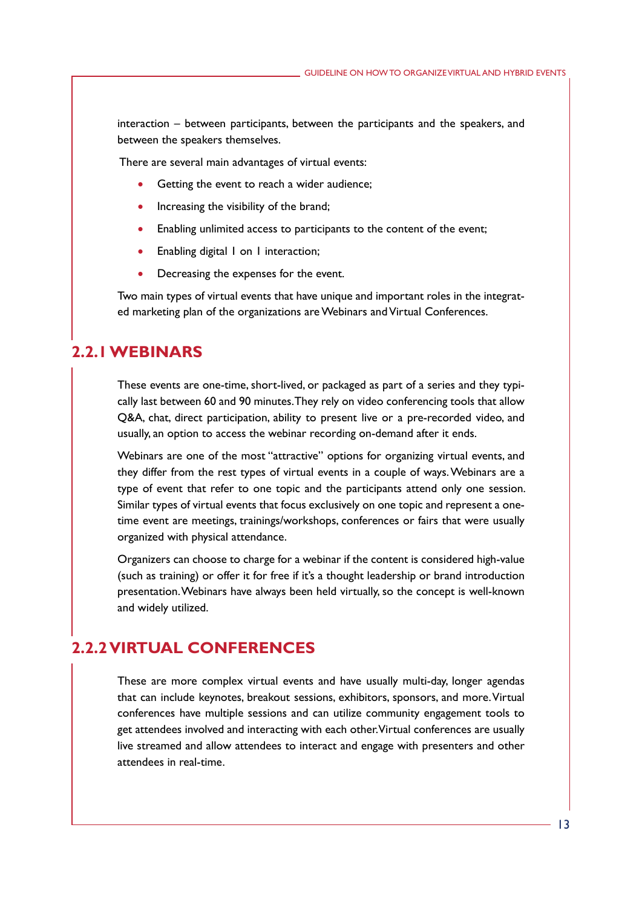interaction – between participants, between the participants and the speakers, and between the speakers themselves.

There are several main advantages of virtual events:

- Getting the event to reach a wider audience;
- Increasing the visibility of the brand;
- Enabling unlimited access to participants to the content of the event;
- Enabling digital 1 on 1 interaction;
- Decreasing the expenses for the event.

Two main types of virtual events that have unique and important roles in the integrated marketing plan of the organizations are Webinars and Virtual Conferences.

## 2.2.1 WEBINARS

These events are one-time, short-lived, or packaged as part of a series and they typically last between 60 and 90 minutes. They rely on video conferencing tools that allow Q&A, chat, direct participation, ability to present live or a pre-recorded video, and usually, an option to access the webinar recording on-demand after it ends.

Webinars are one of the most "attractive" options for organizing virtual events, and they differ from the rest types of virtual events in a couple of ways. Webinars are a type of event that refer to one topic and the participants attend only one session. Similar types of virtual events that focus exclusively on one topic and represent a one-time event are meetings, trainings/workshops, conferences or fairs that were usually organized with physical attendance.

Organizers can choose to charge for a webinar if the content is considered high-value (such as training) or offer it for free if it's a thought leadership or brand introduction presentation. Webinars have always been held virtually, so the concept is well-known and widely utilized.

## 2.2.2 VIRTUAL CONFERENCES

These are more complex virtual events and have usually multi-day, longer agendas that can include keynotes, breakout sessions, exhibitors, sponsors, and more. Virtual conferences have multiple sessions and can utilize community engagement tools to get attendees involved and interacting with each other. Virtual conferences are usually live streamed and allow attendees to interact and engage with presenters and other attendees in real-time.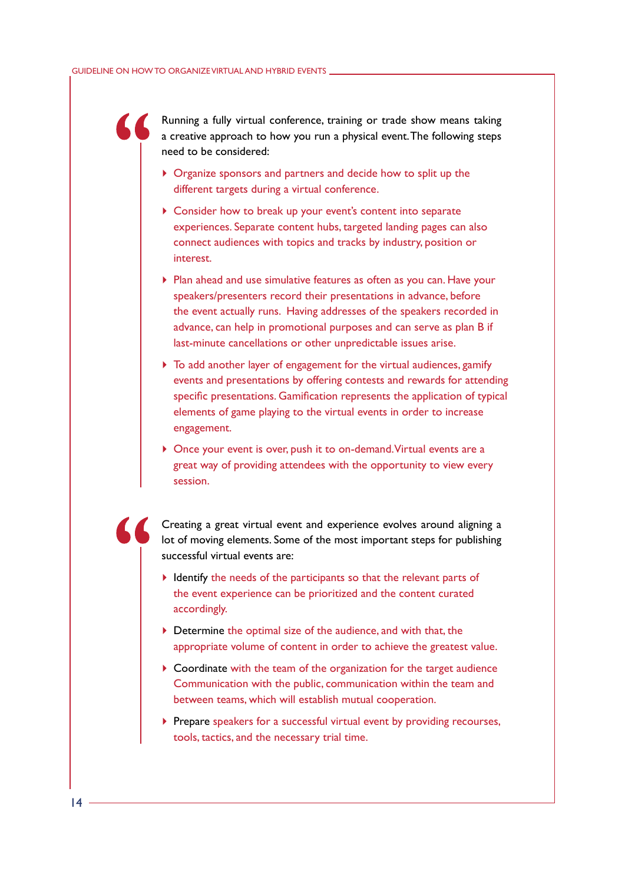Running a fully virtual conference, training or trade show means taking a creative approach to how you run a physical event. The following steps need to be considered:

- Organize sponsors and partners and decide how to split up the different targets during a virtual conference.
- Consider how to break up your event's content into separate experiences. Separate content hubs, targeted landing pages can also connect audiences with topics and tracks by industry, position or interest.
- Plan ahead and use simulative features as often as you can. Have your speakers/presenters record their presentations in advance, before the event actually runs. Having addresses of the speakers recorded in advance, can help in promotional purposes and can serve as plan B if last-minute cancellations or other unpredictable issues arise.
- To add another layer of engagement for the virtual audiences, gamify events and presentations by offering contests and rewards for attending specific presentations. Gamification represents the application of typical elements of game playing to the virtual events in order to increase engagement.
- Once your event is over, push it to on-demand. Virtual events are a great way of providing attendees with the opportunity to view every session.

Creating a great virtual event and experience evolves around aligning a lot of moving elements. Some of the most important steps for publishing successful virtual events are:

- Identify the needs of the participants so that the relevant parts of the event experience can be prioritized and the content curated accordingly.
- Determine the optimal size of the audience, and with that, the appropriate volume of content in order to achieve the greatest value.
- Coordinate with the team of the organization for the target audience Communication with the public, communication within the team and between teams, which will establish mutual cooperation.
- Prepare speakers for a successful virtual event by providing recourses, tools, tactics, and the necessary trial time.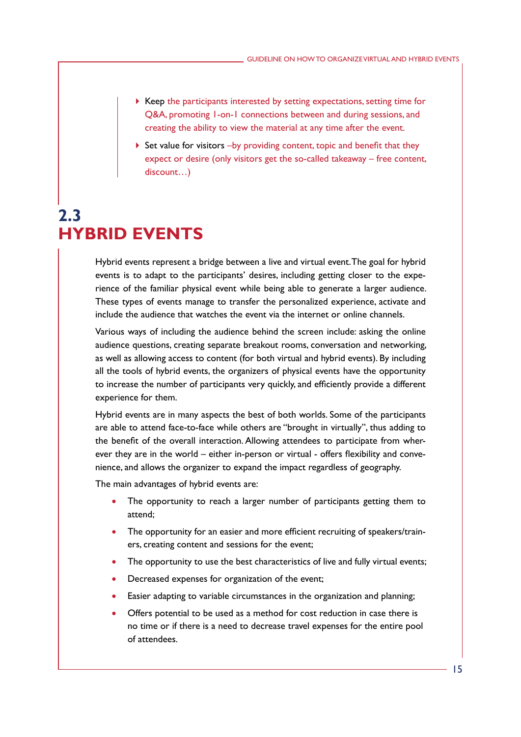- Keep the participants interested by setting expectations, setting time for Q&A, promoting 1-on-1 connections between and during sessions, and creating the ability to view the material at any time after the event.
- Set value for visitors –by providing content, topic and benefit that they expect or desire (only visitors get the so-called takeaway – free content, discount…)

## 2.3 HYBRID EVENTS

Hybrid events represent a bridge between a live and virtual event. The goal for hybrid events is to adapt to the participants' desires, including getting closer to the experience of the familiar physical event while being able to generate a larger audience. These types of events manage to transfer the personalized experience, activate and include the audience that watches the event via the internet or online channels.

Various ways of including the audience behind the screen include: asking the online audience questions, creating separate breakout rooms, conversation and networking, as well as allowing access to content (for both virtual and hybrid events). By including all the tools of hybrid events, the organizers of physical events have the opportunity to increase the number of participants very quickly, and efficiently provide a different experience for them.

Hybrid events are in many aspects the best of both worlds. Some of the participants are able to attend face-to-face while others are "brought in virtually", thus adding to the benefit of the overall interaction. Allowing attendees to participate from wherever they are in the world – either in-person or virtual - offers flexibility and convenience, and allows the organizer to expand the impact regardless of geography.

The main advantages of hybrid events are:

- The opportunity to reach a larger number of participants getting them to attend;
- The opportunity for an easier and more efficient recruiting of speakers/trainers, creating content and sessions for the event;
- The opportunity to use the best characteristics of live and fully virtual events;
- Decreased expenses for organization of the event;
- Easier adapting to variable circumstances in the organization and planning;
- Offers potential to be used as a method for cost reduction in case there is no time or if there is a need to decrease travel expenses for the entire pool of attendees.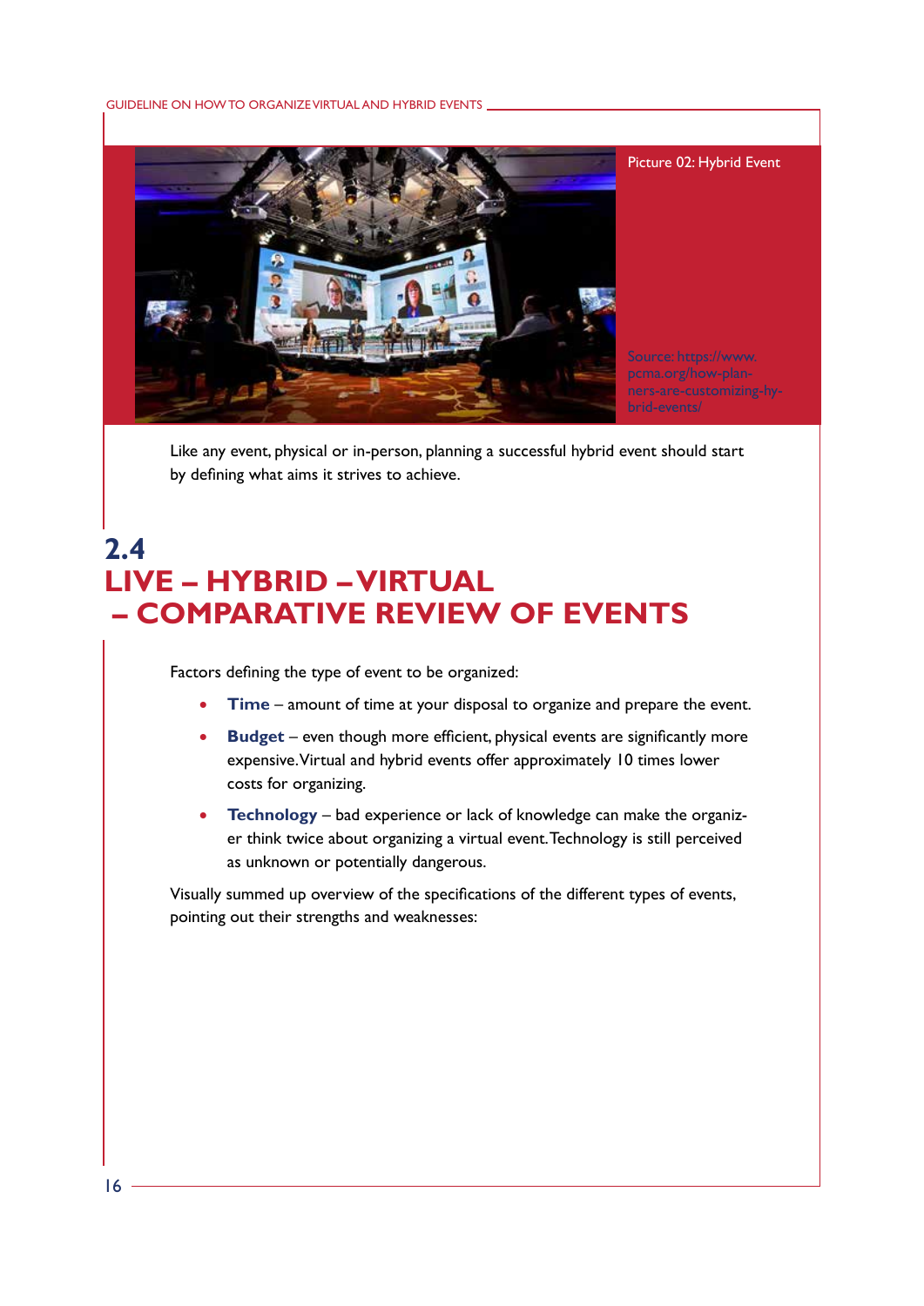Picture 02: Hybrid Event

Source: https://www.pcma.org/how-planners-are-customizing-hybrid-events/

Like any event, physical or in-person, planning a successful hybrid event should start by defining what aims it strives to achieve.

## 2.4 LIVE – HYBRID – VIRTUAL – COMPARATIVE REVIEW OF EVENTS

Factors defining the type of event to be organized:

- **Time** – amount of time at your disposal to organize and prepare the event.
- **Budget** – even though more efficient, physical events are significantly more expensive. Virtual and hybrid events offer approximately 10 times lower costs for organizing.
- **Technology** – bad experience or lack of knowledge can make the organizer think twice about organizing a virtual event. Technology is still perceived as unknown or potentially dangerous.

Visually summed up overview of the specifications of the different types of events, pointing out their strengths and weaknesses: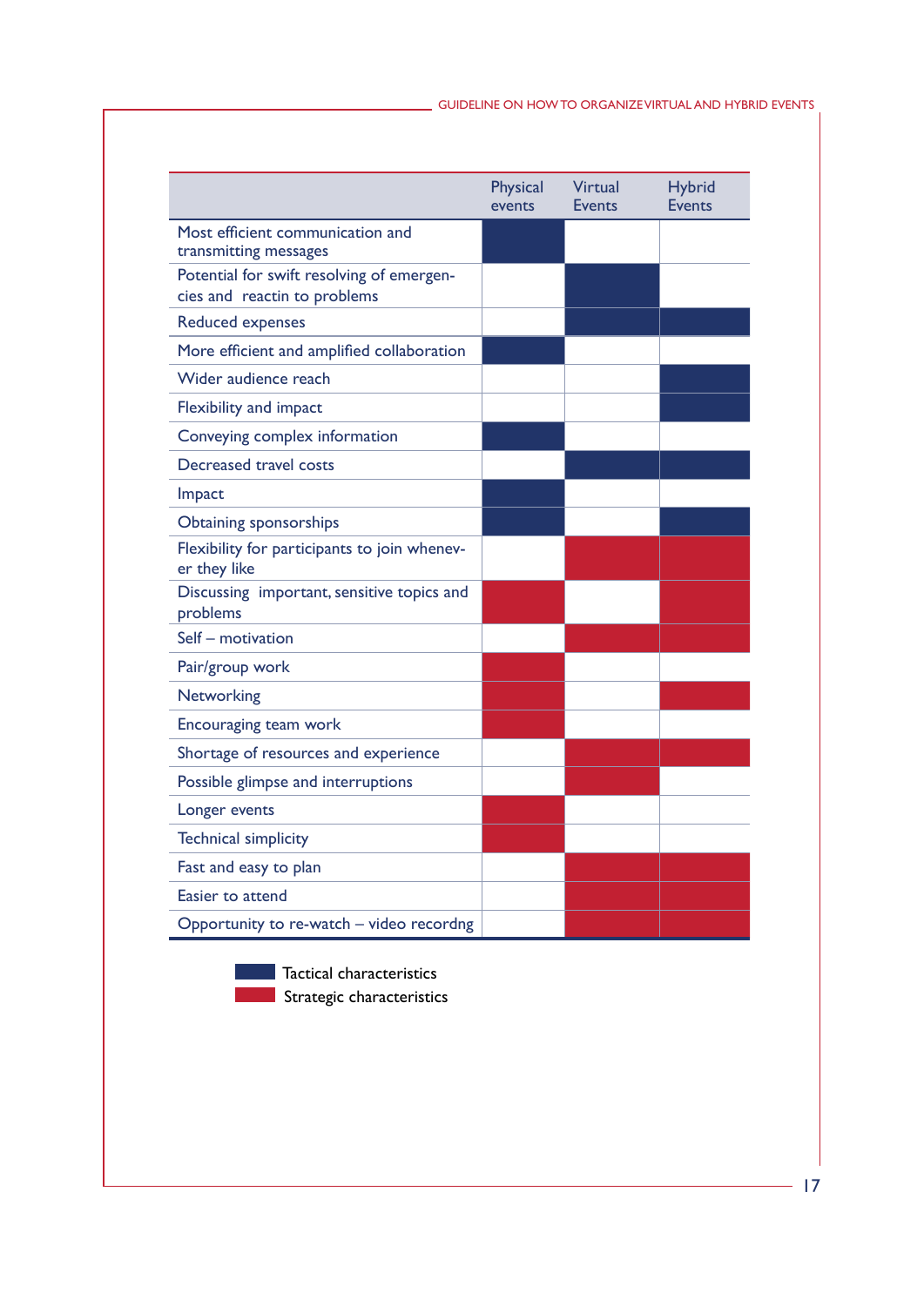| | Physical events | Virtual Events | Hybrid Events |
|---|---|---|---|
| Most efficient communication and transmitting messages | Tactical | | |
| Potential for swift resolving of emergencies and reactin to problems | | Tactical | |
| Reduced expenses | | Tactical | Tactical |
| More efficient and amplified collaboration | Tactical | | |
| Wider audience reach | | | Tactical |
| Flexibility and impact | | | Tactical |
| Conveying complex information | Tactical | | |
| Decreased travel costs | | Tactical | Tactical |
| Impact | Tactical | | |
| Obtaining sponsorships | Tactical | | Tactical |
| Flexibility for participants to join whenever they like | | Strategic | Strategic |
| Discussing important, sensitive topics and problems | Strategic | | Strategic |
| Self – motivation | | Strategic | Strategic |
| Pair/group work | Strategic | | |
| Networking | Strategic | | Strategic |
| Encouraging team work | Strategic | | |
| Shortage of resources and experience | | Strategic | Strategic |
| Possible glimpse and interruptions | | Strategic | |
| Longer events | Strategic | | |
| Technical simplicity | Strategic | | |
| Fast and easy to plan | | Strategic | Strategic |
| Easier to attend | | Strategic | Strategic |
| Opportunity to re-watch – video recordng | | Strategic | Strategic |

- Tactical characteristics (blue)
- Strategic characteristics (red)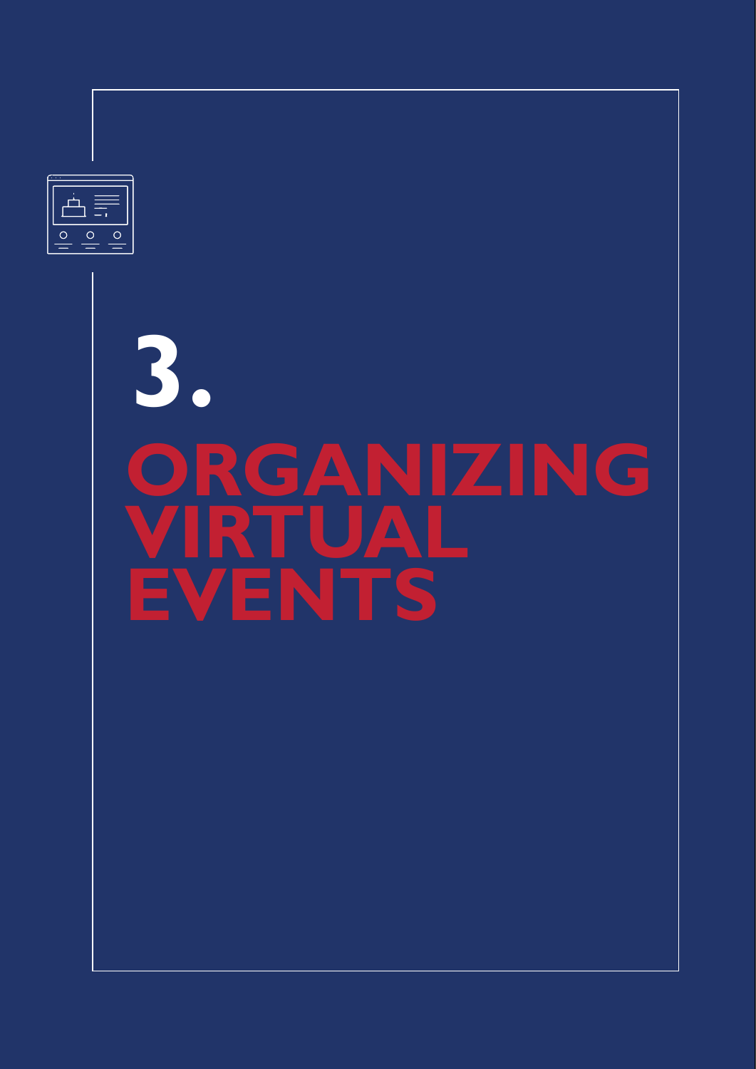# 3. ORGANIZING VIRTUAL EVENTS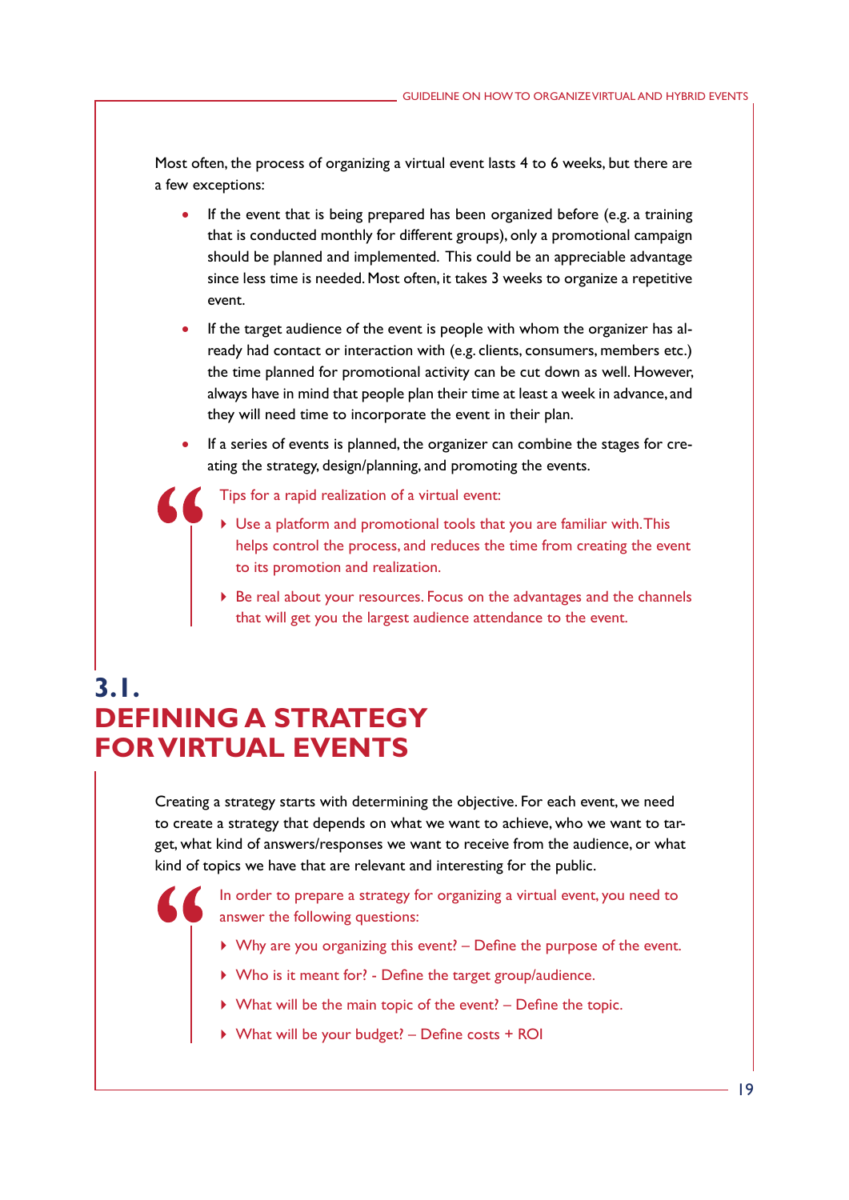Most often, the process of organizing a virtual event lasts 4 to 6 weeks, but there are a few exceptions:

- If the event that is being prepared has been organized before (e.g. a training that is conducted monthly for different groups), only a promotional campaign should be planned and implemented. This could be an appreciable advantage since less time is needed. Most often, it takes 3 weeks to organize a repetitive event.
- If the target audience of the event is people with whom the organizer has already had contact or interaction with (e.g. clients, consumers, members etc.) the time planned for promotional activity can be cut down as well. However, always have in mind that people plan their time at least a week in advance, and they will need time to incorporate the event in their plan.
- If a series of events is planned, the organizer can combine the stages for creating the strategy, design/planning, and promoting the events.

> Tips for a rapid realization of a virtual event:
>
> - Use a platform and promotional tools that you are familiar with. This helps control the process, and reduces the time from creating the event to its promotion and realization.
> - Be real about your resources. Focus on the advantages and the channels that will get you the largest audience attendance to the event.

## 3.1. DEFINING A STRATEGY FOR VIRTUAL EVENTS

Creating a strategy starts with determining the objective. For each event, we need to create a strategy that depends on what we want to achieve, who we want to target, what kind of answers/responses we want to receive from the audience, or what kind of topics we have that are relevant and interesting for the public.

> In order to prepare a strategy for organizing a virtual event, you need to answer the following questions:
>
> - Why are you organizing this event? – Define the purpose of the event.
> - Who is it meant for? - Define the target group/audience.
> - What will be the main topic of the event? – Define the topic.
> - What will be your budget? – Define costs + ROI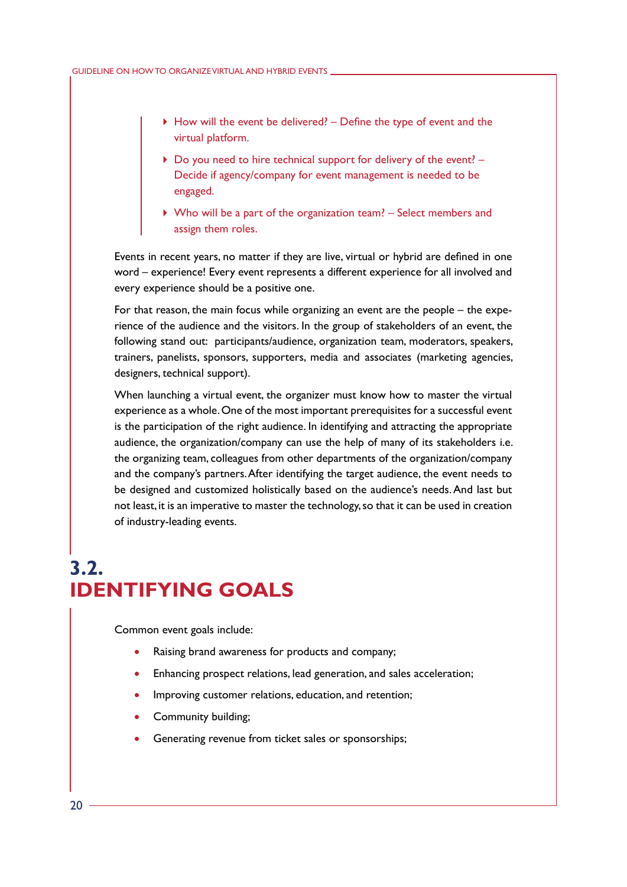- How will the event be delivered? – Define the type of event and the virtual platform.
- Do you need to hire technical support for delivery of the event? – Decide if agency/company for event management is needed to be engaged.
- Who will be a part of the organization team? – Select members and assign them roles.

Events in recent years, no matter if they are live, virtual or hybrid are defined in one word – experience! Every event represents a different experience for all involved and every experience should be a positive one.

For that reason, the main focus while organizing an event are the people – the experience of the audience and the visitors. In the group of stakeholders of an event, the following stand out: participants/audience, organization team, moderators, speakers, trainers, panelists, sponsors, supporters, media and associates (marketing agencies, designers, technical support).

When launching a virtual event, the organizer must know how to master the virtual experience as a whole. One of the most important prerequisites for a successful event is the participation of the right audience. In identifying and attracting the appropriate audience, the organization/company can use the help of many of its stakeholders i.e. the organizing team, colleagues from other departments of the organization/company and the company's partners. After identifying the target audience, the event needs to be designed and customized holistically based on the audience's needs. And last but not least, it is an imperative to master the technology, so that it can be used in creation of industry-leading events.

## 3.2. IDENTIFYING GOALS

Common event goals include:

- Raising brand awareness for products and company;
- Enhancing prospect relations, lead generation, and sales acceleration;
- Improving customer relations, education, and retention;
- Community building;
- Generating revenue from ticket sales or sponsorships;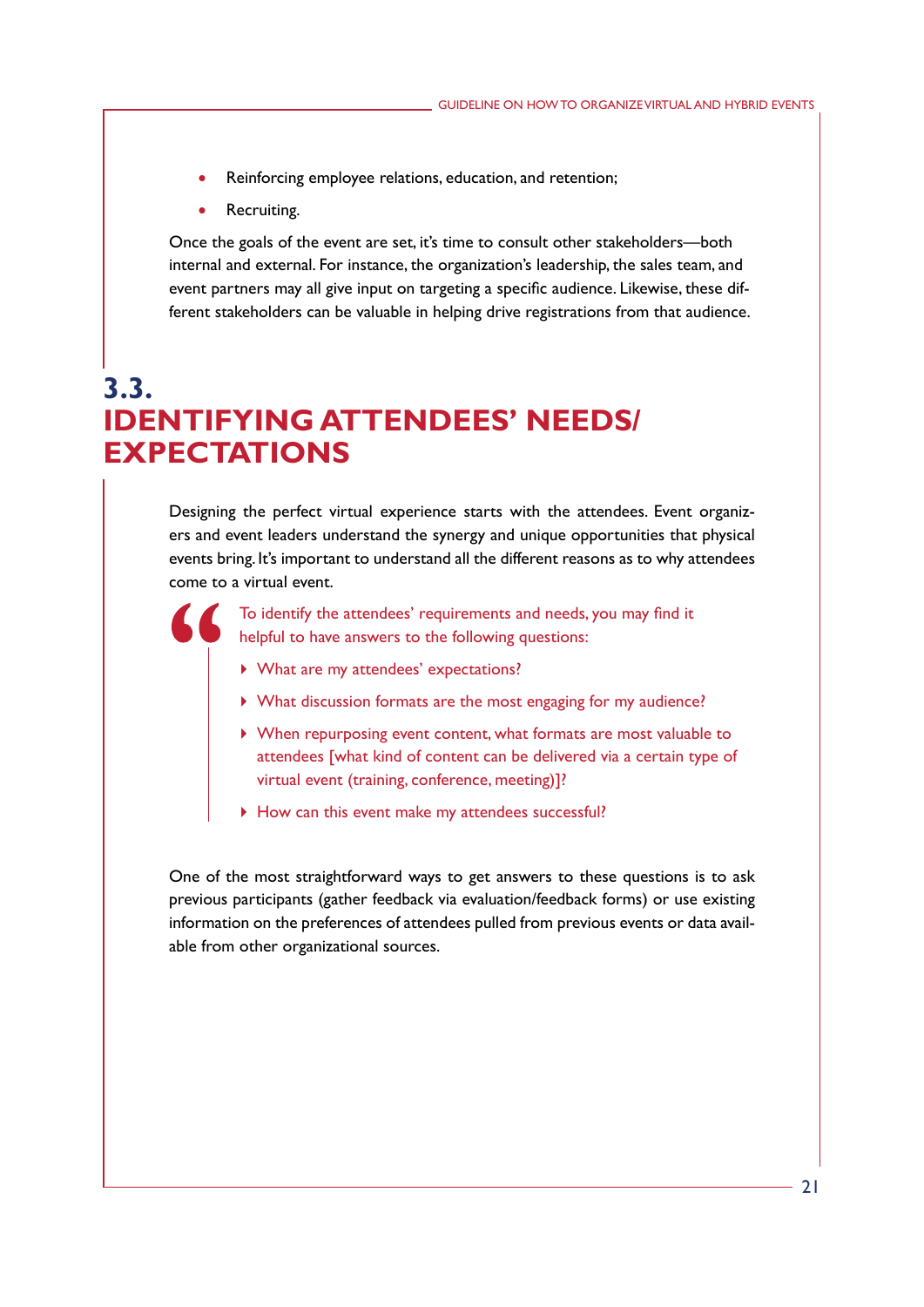- Reinforcing employee relations, education, and retention;
- Recruiting.

Once the goals of the event are set, it's time to consult other stakeholders—both internal and external. For instance, the organization's leadership, the sales team, and event partners may all give input on targeting a specific audience. Likewise, these different stakeholders can be valuable in helping drive registrations from that audience.

## 3.3. IDENTIFYING ATTENDEES' NEEDS/ EXPECTATIONS

Designing the perfect virtual experience starts with the attendees. Event organizers and event leaders understand the synergy and unique opportunities that physical events bring. It's important to understand all the different reasons as to why attendees come to a virtual event.

> To identify the attendees' requirements and needs, you may find it helpful to have answers to the following questions:
>
> - What are my attendees' expectations?
> - What discussion formats are the most engaging for my audience?
> - When repurposing event content, what formats are most valuable to attendees [what kind of content can be delivered via a certain type of virtual event (training, conference, meeting)]?
> - How can this event make my attendees successful?

One of the most straightforward ways to get answers to these questions is to ask previous participants (gather feedback via evaluation/feedback forms) or use existing information on the preferences of attendees pulled from previous events or data available from other organizational sources.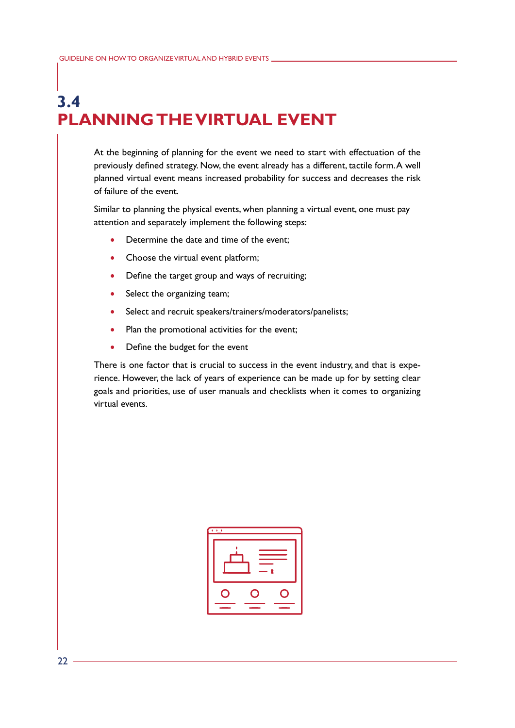# 3.4
# PLANNING THE VIRTUAL EVENT

At the beginning of planning for the event we need to start with effectuation of the previously defined strategy. Now, the event already has a different, tactile form. A well planned virtual event means increased probability for success and decreases the risk of failure of the event.

Similar to planning the physical events, when planning a virtual event, one must pay attention and separately implement the following steps:

- Determine the date and time of the event;
- Choose the virtual event platform;
- Define the target group and ways of recruiting;
- Select the organizing team;
- Select and recruit speakers/trainers/moderators/panelists;
- Plan the promotional activities for the event;
- Define the budget for the event

There is one factor that is crucial to success in the event industry, and that is experience. However, the lack of years of experience can be made up for by setting clear goals and priorities, use of user manuals and checklists when it comes to organizing virtual events.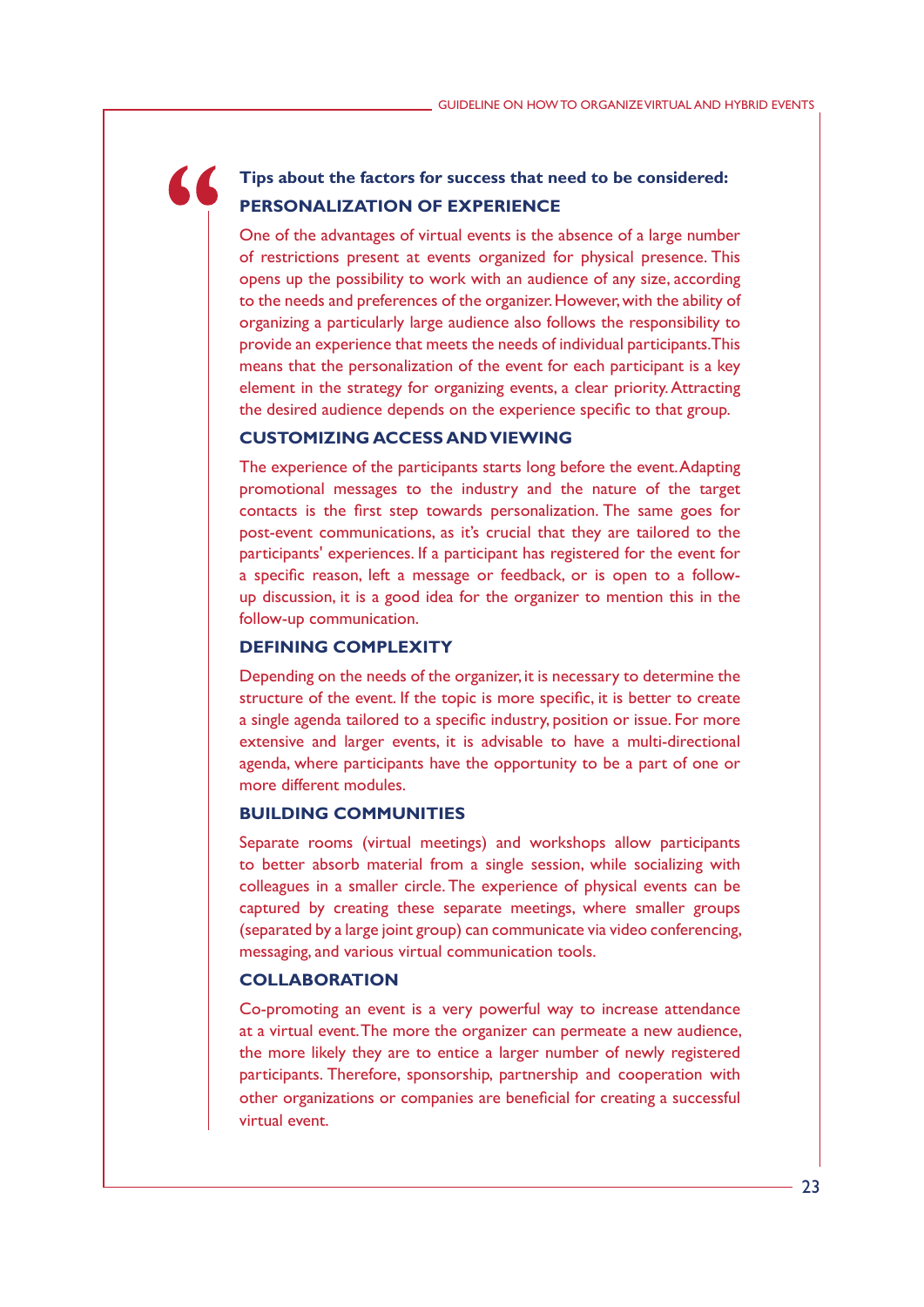**Tips about the factors for success that need to be considered:**

### PERSONALIZATION OF EXPERIENCE

One of the advantages of virtual events is the absence of a large number of restrictions present at events organized for physical presence. This opens up the possibility to work with an audience of any size, according to the needs and preferences of the organizer. However, with the ability of organizing a particularly large audience also follows the responsibility to provide an experience that meets the needs of individual participants. This means that the personalization of the event for each participant is a key element in the strategy for organizing events, a clear priority. Attracting the desired audience depends on the experience specific to that group.

### CUSTOMIZING ACCESS AND VIEWING

The experience of the participants starts long before the event. Adapting promotional messages to the industry and the nature of the target contacts is the first step towards personalization. The same goes for post-event communications, as it's crucial that they are tailored to the participants' experiences. If a participant has registered for the event for a specific reason, left a message or feedback, or is open to a follow-up discussion, it is a good idea for the organizer to mention this in the follow-up communication.

### DEFINING COMPLEXITY

Depending on the needs of the organizer, it is necessary to determine the structure of the event. If the topic is more specific, it is better to create a single agenda tailored to a specific industry, position or issue. For more extensive and larger events, it is advisable to have a multi-directional agenda, where participants have the opportunity to be a part of one or more different modules.

### BUILDING COMMUNITIES

Separate rooms (virtual meetings) and workshops allow participants to better absorb material from a single session, while socializing with colleagues in a smaller circle. The experience of physical events can be captured by creating these separate meetings, where smaller groups (separated by a large joint group) can communicate via video conferencing, messaging, and various virtual communication tools.

### COLLABORATION

Co-promoting an event is a very powerful way to increase attendance at a virtual event. The more the organizer can permeate a new audience, the more likely they are to entice a larger number of newly registered participants. Therefore, sponsorship, partnership and cooperation with other organizations or companies are beneficial for creating a successful virtual event.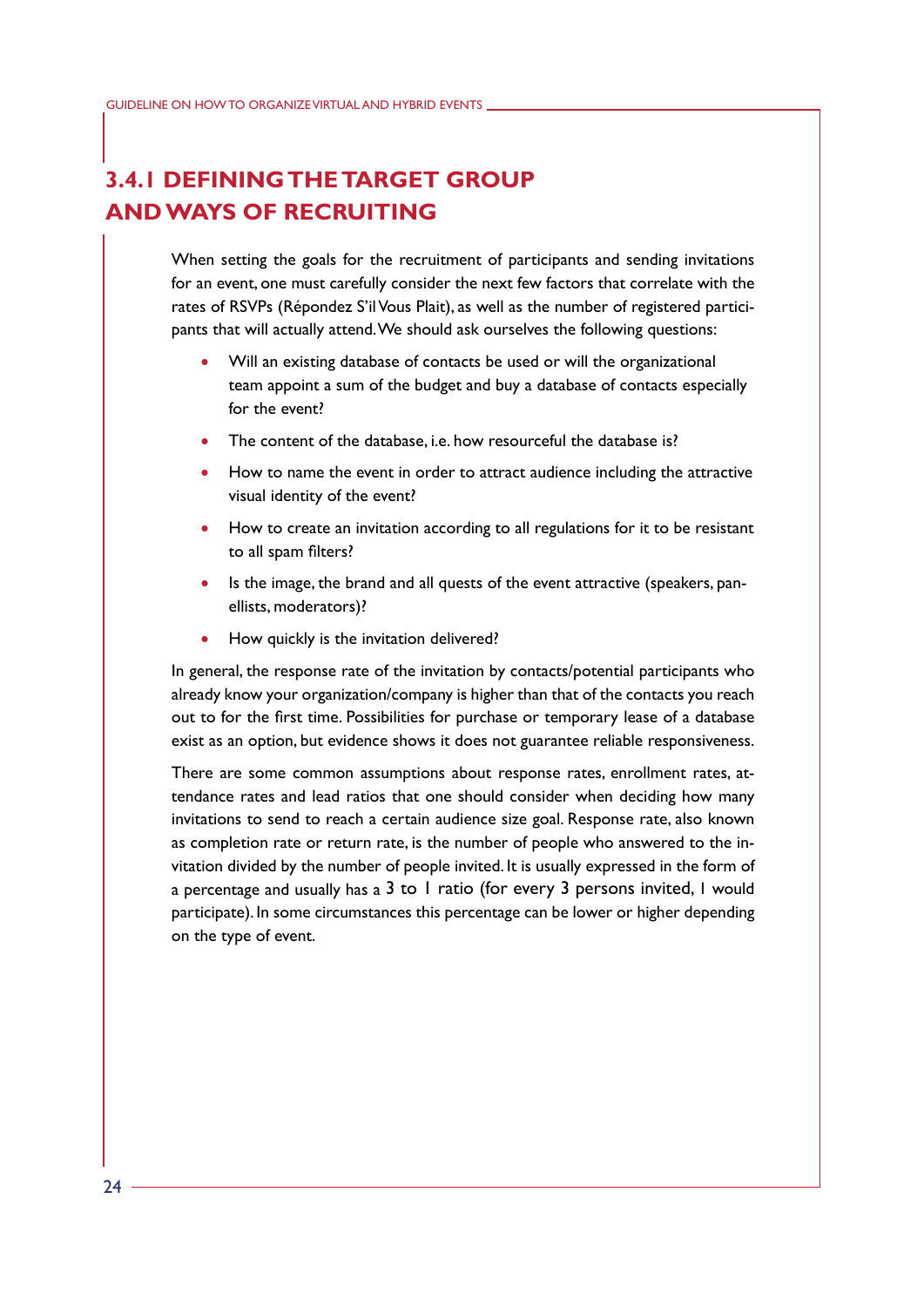### 3.4.1 DEFINING THE TARGET GROUP AND WAYS OF RECRUITING

When setting the goals for the recruitment of participants and sending invitations for an event, one must carefully consider the next few factors that correlate with the rates of RSVPs (Répondez S'il Vous Plait), as well as the number of registered participants that will actually attend. We should ask ourselves the following questions:

- Will an existing database of contacts be used or will the organizational team appoint a sum of the budget and buy a database of contacts especially for the event?
- The content of the database, i.e. how resourceful the database is?
- How to name the event in order to attract audience including the attractive visual identity of the event?
- How to create an invitation according to all regulations for it to be resistant to all spam filters?
- Is the image, the brand and all quests of the event attractive (speakers, panellists, moderators)?
- How quickly is the invitation delivered?

In general, the response rate of the invitation by contacts/potential participants who already know your organization/company is higher than that of the contacts you reach out to for the first time. Possibilities for purchase or temporary lease of a database exist as an option, but evidence shows it does not guarantee reliable responsiveness.

There are some common assumptions about response rates, enrollment rates, attendance rates and lead ratios that one should consider when deciding how many invitations to send to reach a certain audience size goal. Response rate, also known as completion rate or return rate, is the number of people who answered to the invitation divided by the number of people invited. It is usually expressed in the form of a percentage and usually has a 3 to 1 ratio (for every 3 persons invited, 1 would participate). In some circumstances this percentage can be lower or higher depending on the type of event.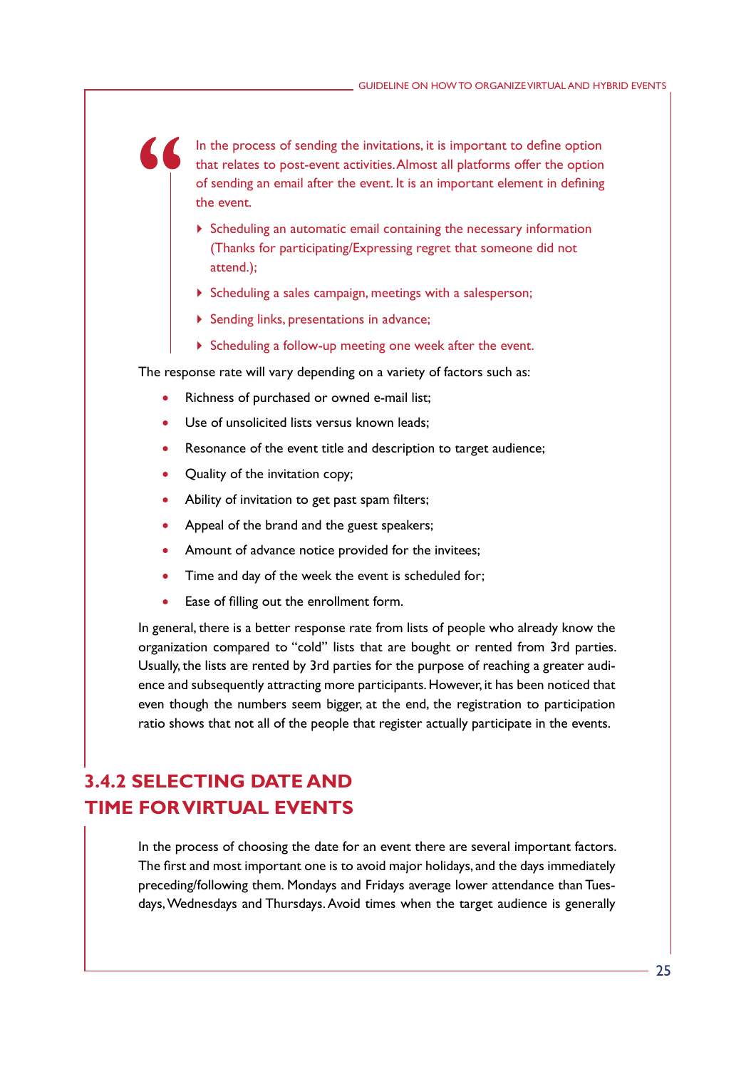> In the process of sending the invitations, it is important to define option that relates to post-event activities. Almost all platforms offer the option of sending an email after the event. It is an important element in defining the event.
>
> - Scheduling an automatic email containing the necessary information (Thanks for participating/Expressing regret that someone did not attend.);
> - Scheduling a sales campaign, meetings with a salesperson;
> - Sending links, presentations in advance;
> - Scheduling a follow-up meeting one week after the event.

The response rate will vary depending on a variety of factors such as:

- Richness of purchased or owned e-mail list;
- Use of unsolicited lists versus known leads;
- Resonance of the event title and description to target audience;
- Quality of the invitation copy;
- Ability of invitation to get past spam filters;
- Appeal of the brand and the guest speakers;
- Amount of advance notice provided for the invitees;
- Time and day of the week the event is scheduled for;
- Ease of filling out the enrollment form.

In general, there is a better response rate from lists of people who already know the organization compared to "cold" lists that are bought or rented from 3rd parties. Usually, the lists are rented by 3rd parties for the purpose of reaching a greater audience and subsequently attracting more participants. However, it has been noticed that even though the numbers seem bigger, at the end, the registration to participation ratio shows that not all of the people that register actually participate in the events.

## 3.4.2 SELECTING DATE AND TIME FOR VIRTUAL EVENTS

In the process of choosing the date for an event there are several important factors. The first and most important one is to avoid major holidays, and the days immediately preceding/following them. Mondays and Fridays average lower attendance than Tuesdays, Wednesdays and Thursdays. Avoid times when the target audience is generally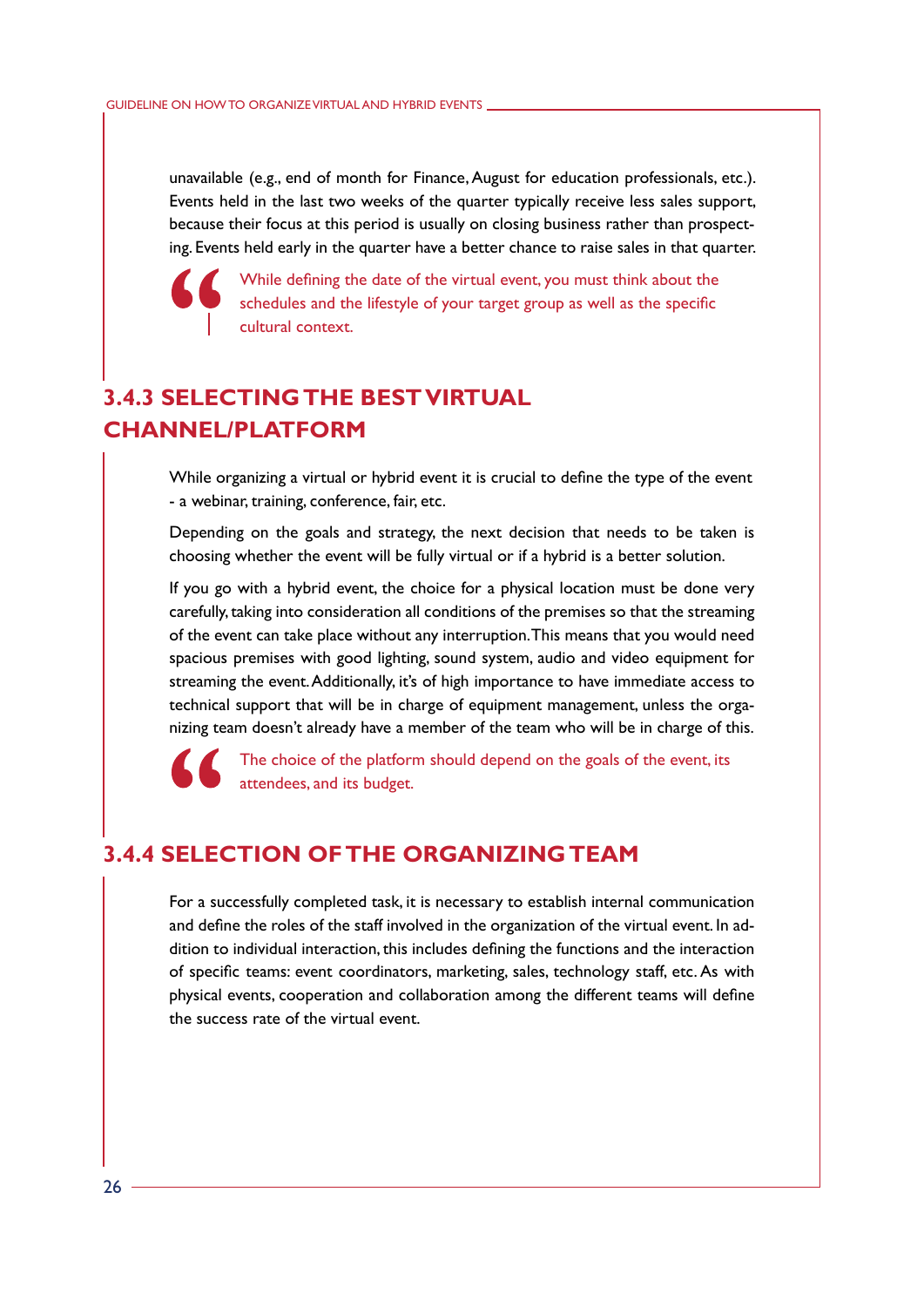unavailable (e.g., end of month for Finance, August for education professionals, etc.). Events held in the last two weeks of the quarter typically receive less sales support, because their focus at this period is usually on closing business rather than prospecting. Events held early in the quarter have a better chance to raise sales in that quarter.

> While defining the date of the virtual event, you must think about the schedules and the lifestyle of your target group as well as the specific cultural context.

### 3.4.3 SELECTING THE BEST VIRTUAL CHANNEL/PLATFORM

While organizing a virtual or hybrid event it is crucial to define the type of the event - a webinar, training, conference, fair, etc.

Depending on the goals and strategy, the next decision that needs to be taken is choosing whether the event will be fully virtual or if a hybrid is a better solution.

If you go with a hybrid event, the choice for a physical location must be done very carefully, taking into consideration all conditions of the premises so that the streaming of the event can take place without any interruption. This means that you would need spacious premises with good lighting, sound system, audio and video equipment for streaming the event. Additionally, it's of high importance to have immediate access to technical support that will be in charge of equipment management, unless the organizing team doesn't already have a member of the team who will be in charge of this.

> The choice of the platform should depend on the goals of the event, its attendees, and its budget.

### 3.4.4 SELECTION OF THE ORGANIZING TEAM

For a successfully completed task, it is necessary to establish internal communication and define the roles of the staff involved in the organization of the virtual event. In addition to individual interaction, this includes defining the functions and the interaction of specific teams: event coordinators, marketing, sales, technology staff, etc. As with physical events, cooperation and collaboration among the different teams will define the success rate of the virtual event.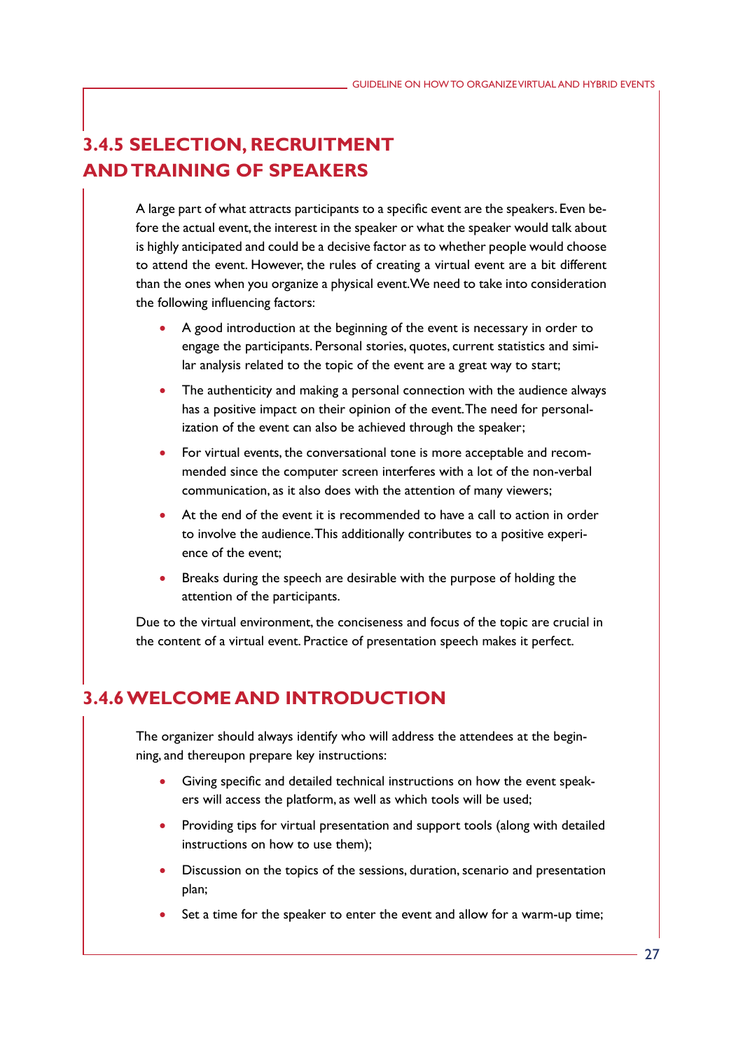## 3.4.5 SELECTION, RECRUITMENT AND TRAINING OF SPEAKERS

A large part of what attracts participants to a specific event are the speakers. Even before the actual event, the interest in the speaker or what the speaker would talk about is highly anticipated and could be a decisive factor as to whether people would choose to attend the event. However, the rules of creating a virtual event are a bit different than the ones when you organize a physical event. We need to take into consideration the following influencing factors:

- A good introduction at the beginning of the event is necessary in order to engage the participants. Personal stories, quotes, current statistics and similar analysis related to the topic of the event are a great way to start;
- The authenticity and making a personal connection with the audience always has a positive impact on their opinion of the event. The need for personalization of the event can also be achieved through the speaker;
- For virtual events, the conversational tone is more acceptable and recommended since the computer screen interferes with a lot of the non-verbal communication, as it also does with the attention of many viewers;
- At the end of the event it is recommended to have a call to action in order to involve the audience. This additionally contributes to a positive experience of the event;
- Breaks during the speech are desirable with the purpose of holding the attention of the participants.

Due to the virtual environment, the conciseness and focus of the topic are crucial in the content of a virtual event. Practice of presentation speech makes it perfect.

## 3.4.6 WELCOME AND INTRODUCTION

The organizer should always identify who will address the attendees at the beginning, and thereupon prepare key instructions:

- Giving specific and detailed technical instructions on how the event speakers will access the platform, as well as which tools will be used;
- Providing tips for virtual presentation and support tools (along with detailed instructions on how to use them);
- Discussion on the topics of the sessions, duration, scenario and presentation plan;
- Set a time for the speaker to enter the event and allow for a warm-up time;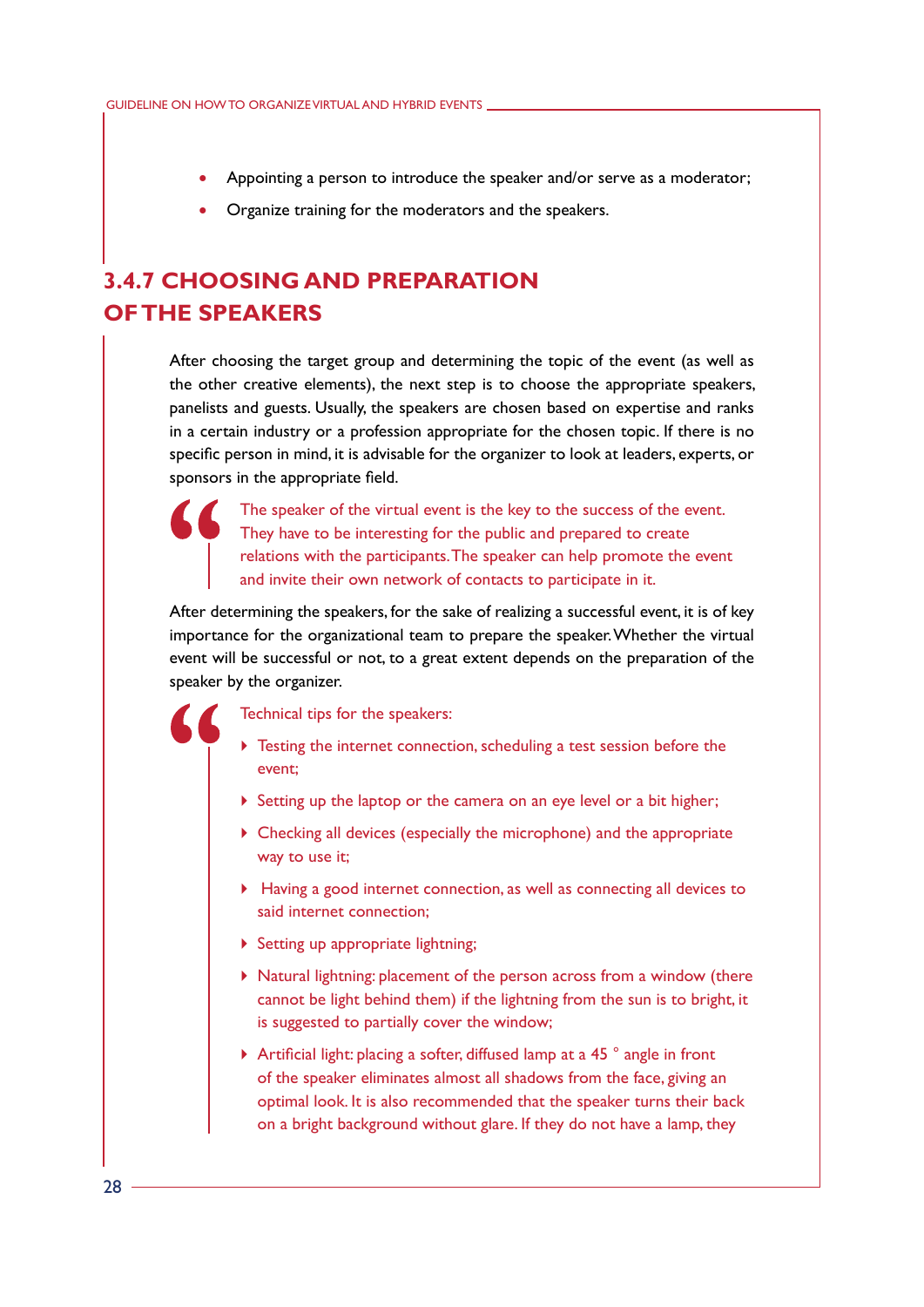- Appointing a person to introduce the speaker and/or serve as a moderator;
- Organize training for the moderators and the speakers.

### 3.4.7 CHOOSING AND PREPARATION OF THE SPEAKERS

After choosing the target group and determining the topic of the event (as well as the other creative elements), the next step is to choose the appropriate speakers, panelists and guests. Usually, the speakers are chosen based on expertise and ranks in a certain industry or a profession appropriate for the chosen topic. If there is no specific person in mind, it is advisable for the organizer to look at leaders, experts, or sponsors in the appropriate field.

> The speaker of the virtual event is the key to the success of the event. They have to be interesting for the public and prepared to create relations with the participants. The speaker can help promote the event and invite their own network of contacts to participate in it.

After determining the speakers, for the sake of realizing a successful event, it is of key importance for the organizational team to prepare the speaker. Whether the virtual event will be successful or not, to a great extent depends on the preparation of the speaker by the organizer.

> Technical tips for the speakers:
>
> - Testing the internet connection, scheduling a test session before the event;
> - Setting up the laptop or the camera on an eye level or a bit higher;
> - Checking all devices (especially the microphone) and the appropriate way to use it;
> - Having a good internet connection, as well as connecting all devices to said internet connection;
> - Setting up appropriate lightning;
> - Natural lightning: placement of the person across from a window (there cannot be light behind them) if the lightning from the sun is to bright, it is suggested to partially cover the window;
> - Artificial light: placing a softer, diffused lamp at a 45 ° angle in front of the speaker eliminates almost all shadows from the face, giving an optimal look. It is also recommended that the speaker turns their back on a bright background without glare. If they do not have a lamp, they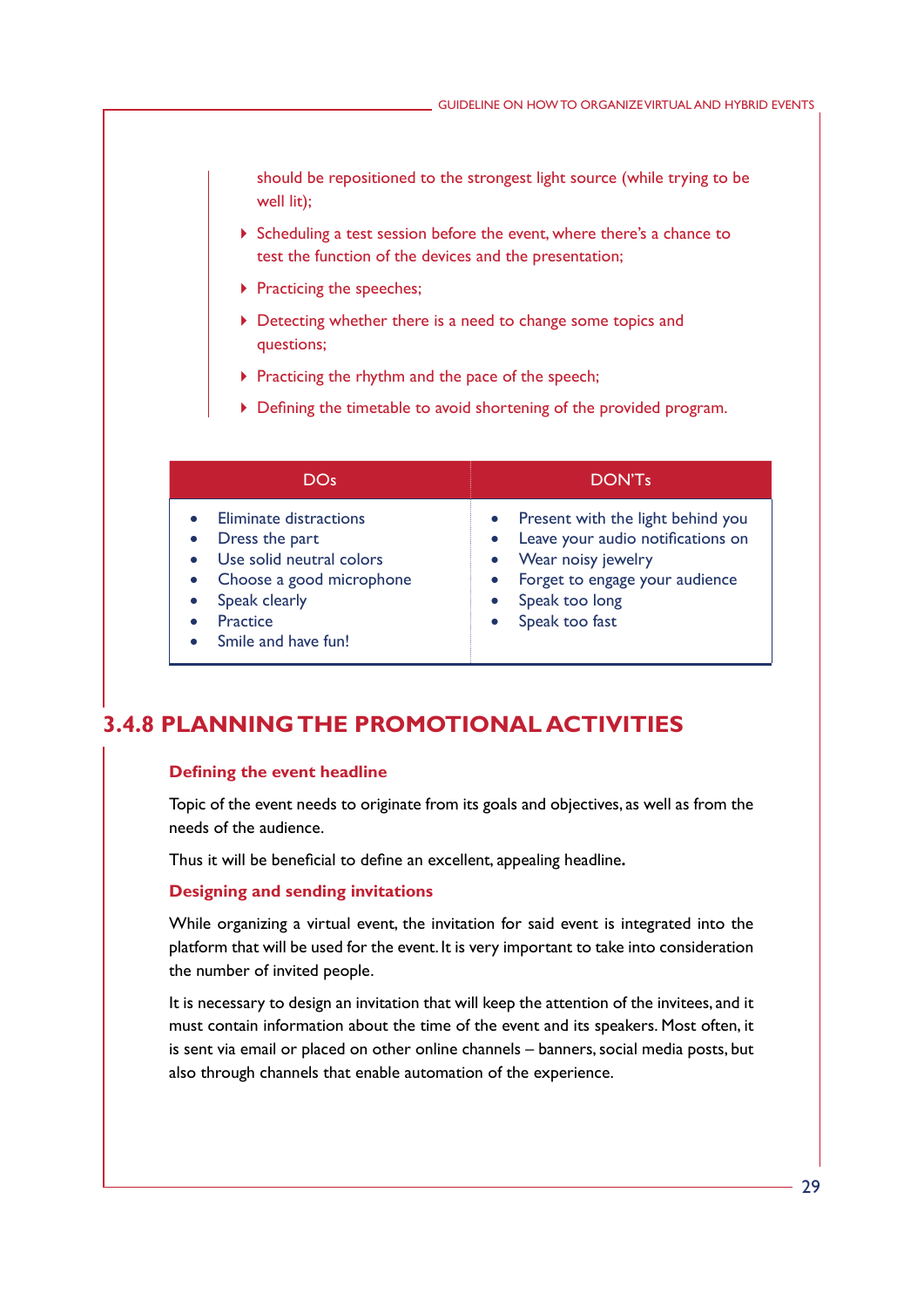should be repositioned to the strongest light source (while trying to be well lit);

- Scheduling a test session before the event, where there's a chance to test the function of the devices and the presentation;
- Practicing the speeches;
- Detecting whether there is a need to change some topics and questions;
- Practicing the rhythm and the pace of the speech;
- Defining the timetable to avoid shortening of the provided program.

| DOs | DON'Ts |
|---|---|
| • Eliminate distractions<br>• Dress the part<br>• Use solid neutral colors<br>• Choose a good microphone<br>• Speak clearly<br>• Practice<br>• Smile and have fun! | • Present with the light behind you<br>• Leave your audio notifications on<br>• Wear noisy jewelry<br>• Forget to engage your audience<br>• Speak too long<br>• Speak too fast |

## 3.4.8 PLANNING THE PROMOTIONAL ACTIVITIES

### Defining the event headline

Topic of the event needs to originate from its goals and objectives, as well as from the needs of the audience.

Thus it will be beneficial to define an excellent, appealing headline.

### Designing and sending invitations

While organizing a virtual event, the invitation for said event is integrated into the platform that will be used for the event. It is very important to take into consideration the number of invited people.

It is necessary to design an invitation that will keep the attention of the invitees, and it must contain information about the time of the event and its speakers. Most often, it is sent via email or placed on other online channels – banners, social media posts, but also through channels that enable automation of the experience.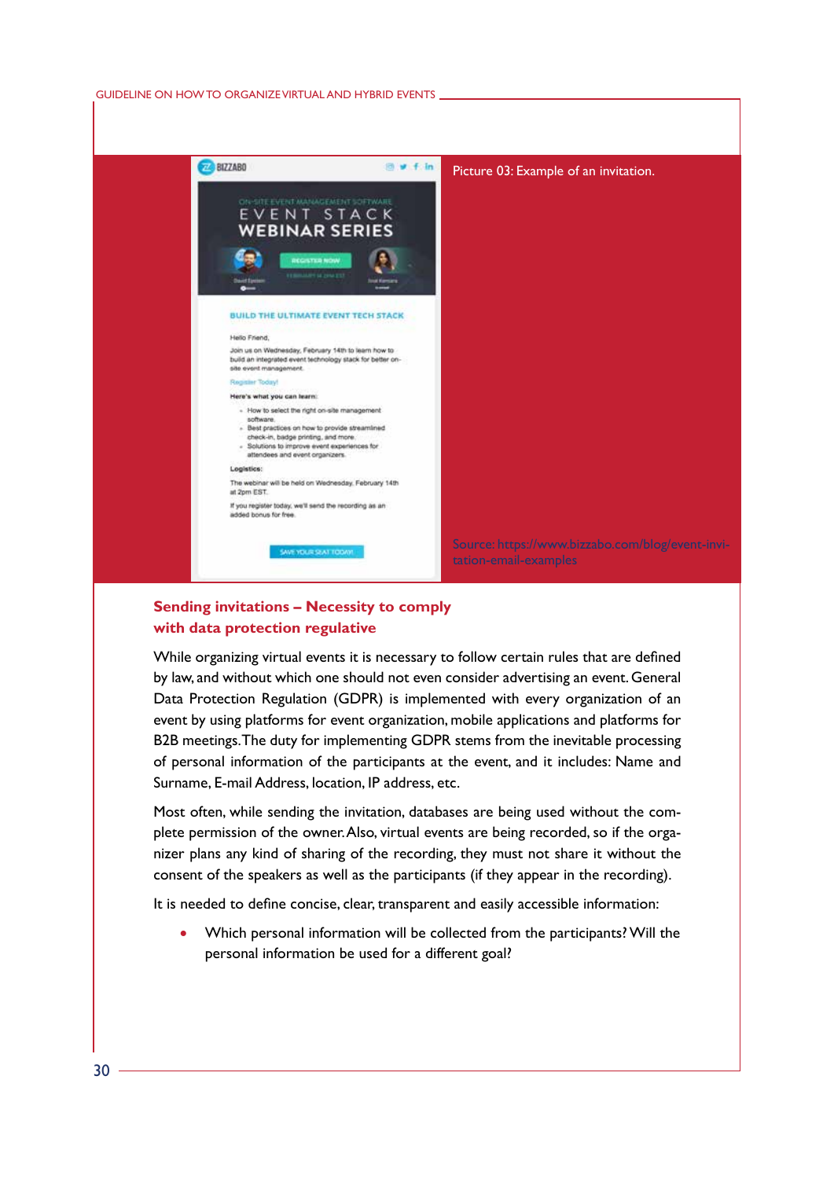Picture 03: Example of an invitation.

Source: https://www.bizzabo.com/blog/event-invitation-email-examples

## Sending invitations – Necessity to comply with data protection regulative

While organizing virtual events it is necessary to follow certain rules that are defined by law, and without which one should not even consider advertising an event. General Data Protection Regulation (GDPR) is implemented with every organization of an event by using platforms for event organization, mobile applications and platforms for B2B meetings. The duty for implementing GDPR stems from the inevitable processing of personal information of the participants at the event, and it includes: Name and Surname, E-mail Address, location, IP address, etc.

Most often, while sending the invitation, databases are being used without the complete permission of the owner. Also, virtual events are being recorded, so if the organizer plans any kind of sharing of the recording, they must not share it without the consent of the speakers as well as the participants (if they appear in the recording).

It is needed to define concise, clear, transparent and easily accessible information:

- Which personal information will be collected from the participants? Will the personal information be used for a different goal?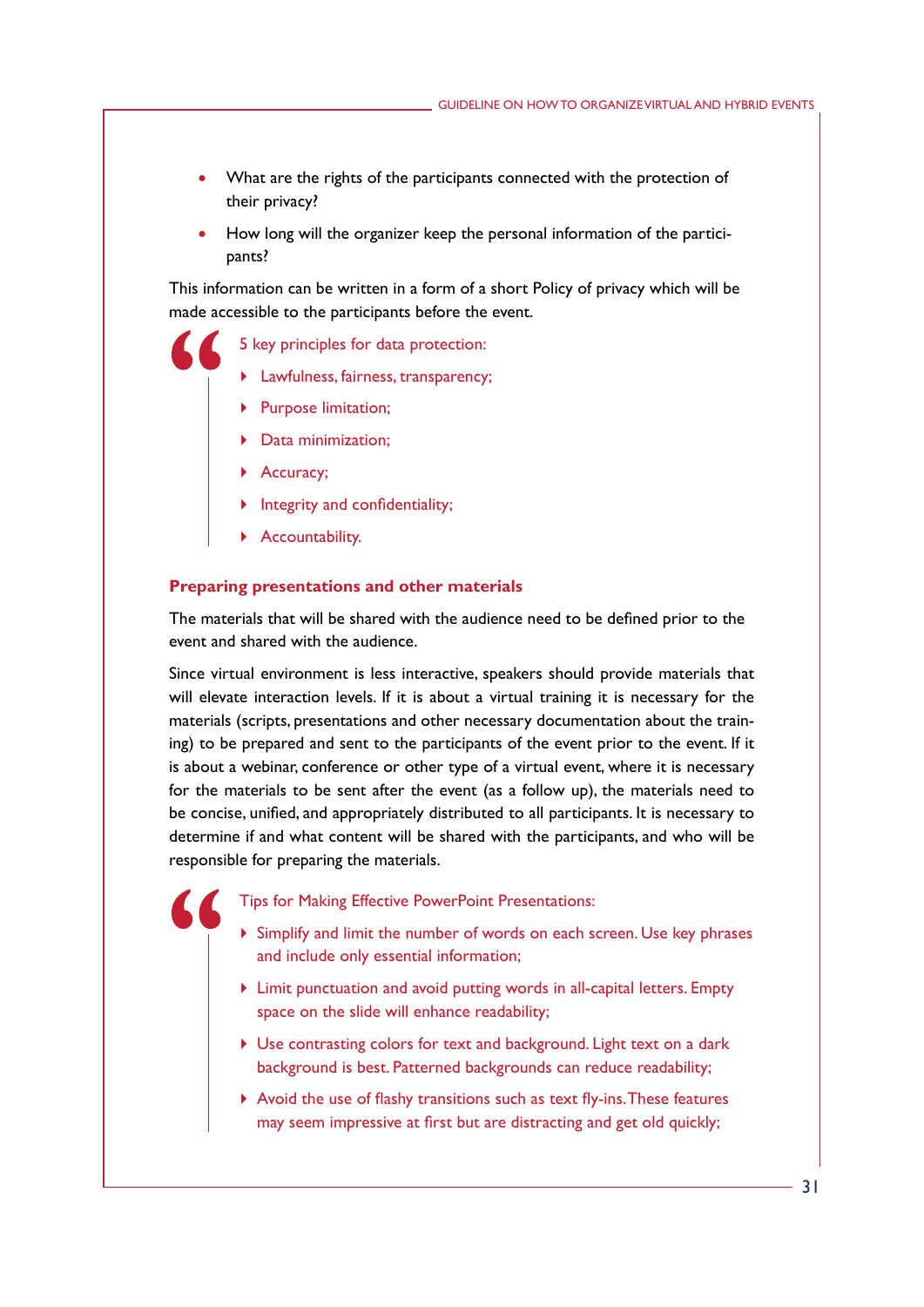- What are the rights of the participants connected with the protection of their privacy?
- How long will the organizer keep the personal information of the participants?

This information can be written in a form of a short Policy of privacy which will be made accessible to the participants before the event.

> 5 key principles for data protection:
>
> - Lawfulness, fairness, transparency;
> - Purpose limitation;
> - Data minimization;
> - Accuracy;
> - Integrity and confidentiality;
> - Accountability.

### Preparing presentations and other materials

The materials that will be shared with the audience need to be defined prior to the event and shared with the audience.

Since virtual environment is less interactive, speakers should provide materials that will elevate interaction levels. If it is about a virtual training it is necessary for the materials (scripts, presentations and other necessary documentation about the training) to be prepared and sent to the participants of the event prior to the event. If it is about a webinar, conference or other type of a virtual event, where it is necessary for the materials to be sent after the event (as a follow up), the materials need to be concise, unified, and appropriately distributed to all participants. It is necessary to determine if and what content will be shared with the participants, and who will be responsible for preparing the materials.

> Tips for Making Effective PowerPoint Presentations:
>
> - Simplify and limit the number of words on each screen. Use key phrases and include only essential information;
> - Limit punctuation and avoid putting words in all-capital letters. Empty space on the slide will enhance readability;
> - Use contrasting colors for text and background. Light text on a dark background is best. Patterned backgrounds can reduce readability;
> - Avoid the use of flashy transitions such as text fly-ins. These features may seem impressive at first but are distracting and get old quickly;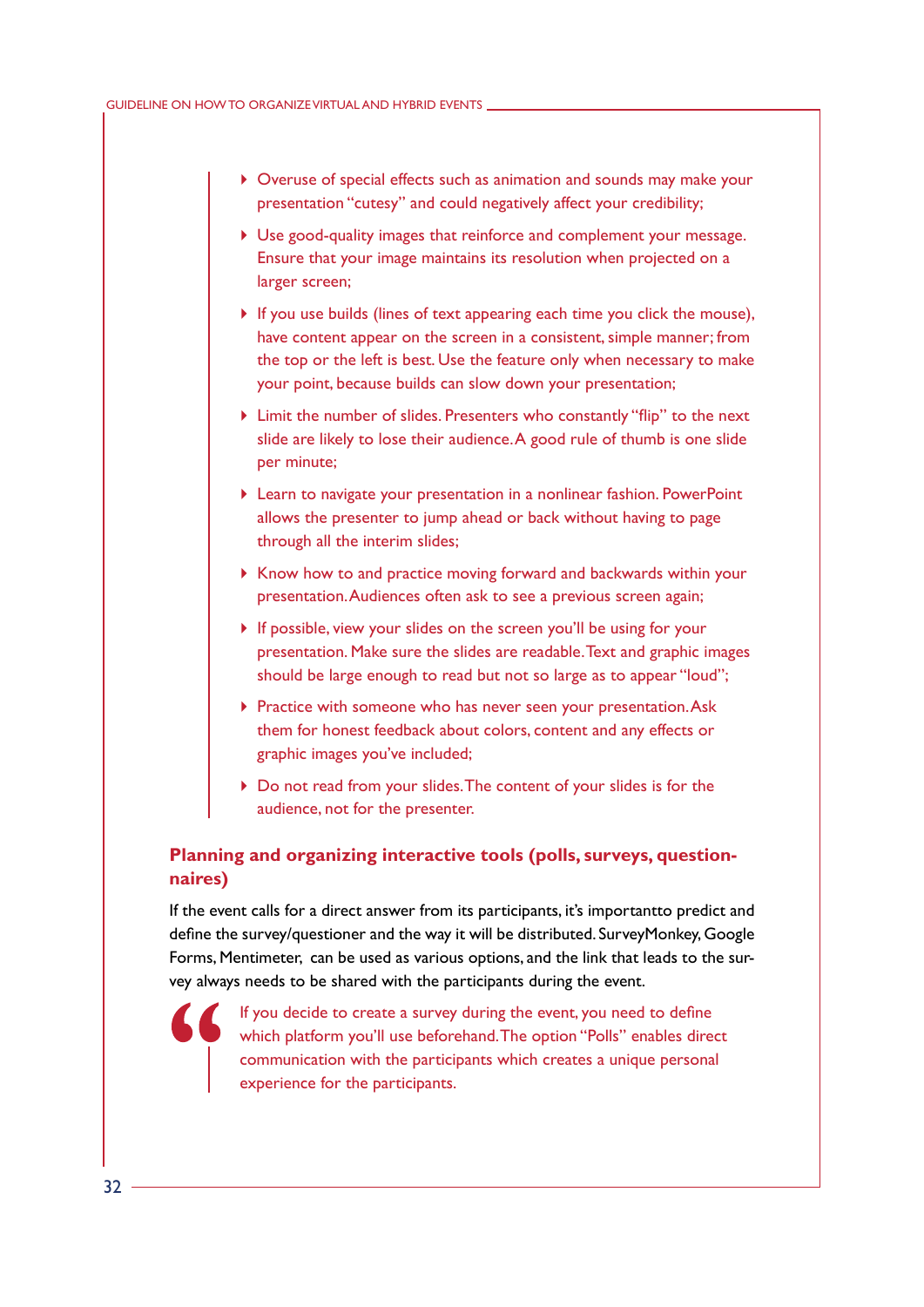- Overuse of special effects such as animation and sounds may make your presentation "cutesy" and could negatively affect your credibility;
- Use good-quality images that reinforce and complement your message. Ensure that your image maintains its resolution when projected on a larger screen;
- If you use builds (lines of text appearing each time you click the mouse), have content appear on the screen in a consistent, simple manner; from the top or the left is best. Use the feature only when necessary to make your point, because builds can slow down your presentation;
- Limit the number of slides. Presenters who constantly "flip" to the next slide are likely to lose their audience. A good rule of thumb is one slide per minute;
- Learn to navigate your presentation in a nonlinear fashion. PowerPoint allows the presenter to jump ahead or back without having to page through all the interim slides;
- Know how to and practice moving forward and backwards within your presentation. Audiences often ask to see a previous screen again;
- If possible, view your slides on the screen you'll be using for your presentation. Make sure the slides are readable. Text and graphic images should be large enough to read but not so large as to appear "loud";
- Practice with someone who has never seen your presentation. Ask them for honest feedback about colors, content and any effects or graphic images you've included;
- Do not read from your slides. The content of your slides is for the audience, not for the presenter.

### Planning and organizing interactive tools (polls, surveys, questionnaires)

If the event calls for a direct answer from its participants, it's importantto predict and define the survey/questioner and the way it will be distributed. SurveyMonkey, Google Forms, Mentimeter, can be used as various options, and the link that leads to the survey always needs to be shared with the participants during the event.

> If you decide to create a survey during the event, you need to define which platform you'll use beforehand. The option "Polls" enables direct communication with the participants which creates a unique personal experience for the participants.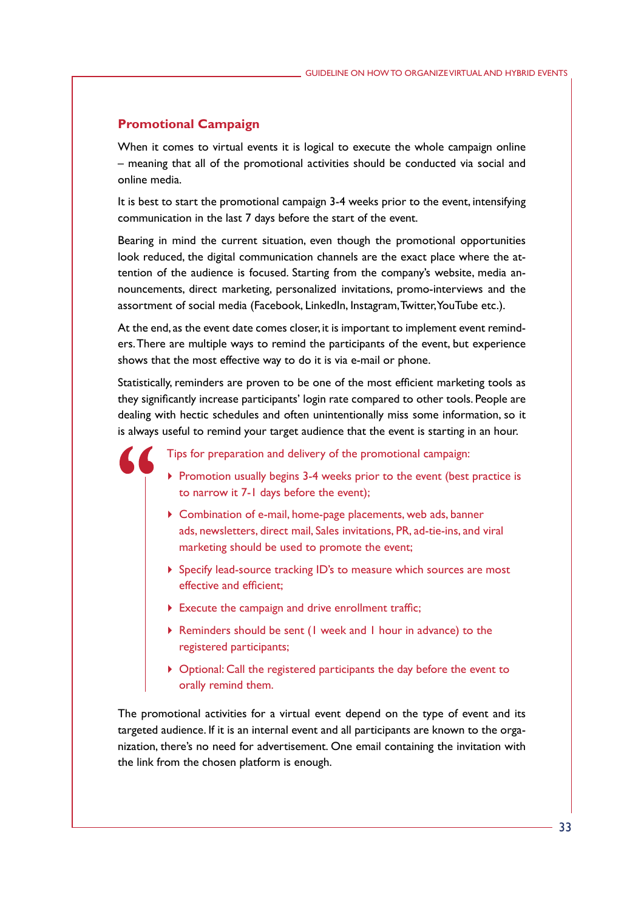## Promotional Campaign

When it comes to virtual events it is logical to execute the whole campaign online – meaning that all of the promotional activities should be conducted via social and online media.

It is best to start the promotional campaign 3-4 weeks prior to the event, intensifying communication in the last 7 days before the start of the event.

Bearing in mind the current situation, even though the promotional opportunities look reduced, the digital communication channels are the exact place where the attention of the audience is focused. Starting from the company's website, media announcements, direct marketing, personalized invitations, promo-interviews and the assortment of social media (Facebook, LinkedIn, Instagram, Twitter, YouTube etc.).

At the end, as the event date comes closer, it is important to implement event reminders. There are multiple ways to remind the participants of the event, but experience shows that the most effective way to do it is via e-mail or phone.

Statistically, reminders are proven to be one of the most efficient marketing tools as they significantly increase participants' login rate compared to other tools. People are dealing with hectic schedules and often unintentionally miss some information, so it is always useful to remind your target audience that the event is starting in an hour.

> Tips for preparation and delivery of the promotional campaign:
>
> - Promotion usually begins 3-4 weeks prior to the event (best practice is to narrow it 7-1 days before the event);
> - Combination of e-mail, home-page placements, web ads, banner ads, newsletters, direct mail, Sales invitations, PR, ad-tie-ins, and viral marketing should be used to promote the event;
> - Specify lead-source tracking ID's to measure which sources are most effective and efficient;
> - Execute the campaign and drive enrollment traffic;
> - Reminders should be sent (1 week and 1 hour in advance) to the registered participants;
> - Optional: Call the registered participants the day before the event to orally remind them.

The promotional activities for a virtual event depend on the type of event and its targeted audience. If it is an internal event and all participants are known to the organization, there's no need for advertisement. One email containing the invitation with the link from the chosen platform is enough.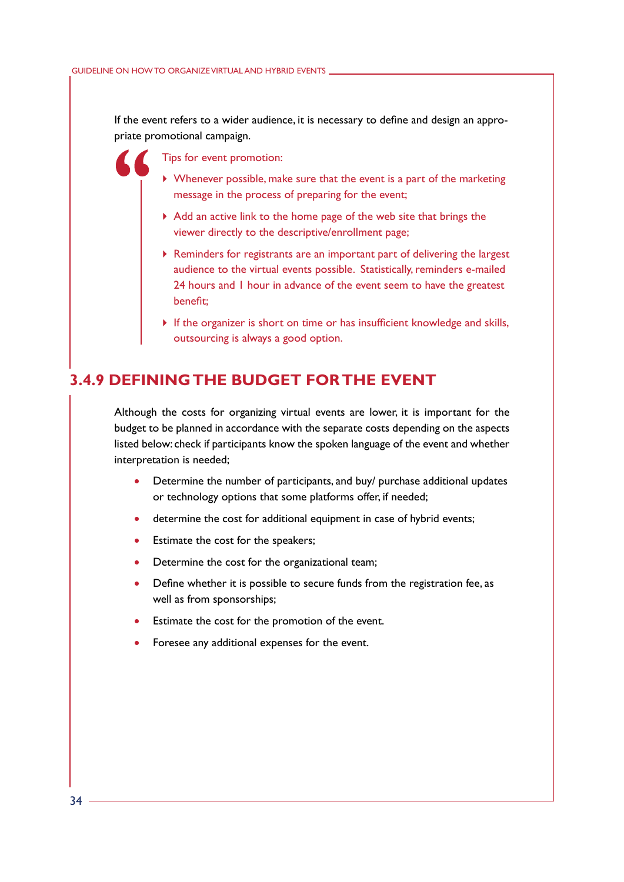If the event refers to a wider audience, it is necessary to define and design an appropriate promotional campaign.

> Tips for event promotion:
>
> - Whenever possible, make sure that the event is a part of the marketing message in the process of preparing for the event;
> - Add an active link to the home page of the web site that brings the viewer directly to the descriptive/enrollment page;
> - Reminders for registrants are an important part of delivering the largest audience to the virtual events possible. Statistically, reminders e-mailed 24 hours and 1 hour in advance of the event seem to have the greatest benefit;
> - If the organizer is short on time or has insufficient knowledge and skills, outsourcing is always a good option.

## 3.4.9 DEFINING THE BUDGET FOR THE EVENT

Although the costs for organizing virtual events are lower, it is important for the budget to be planned in accordance with the separate costs depending on the aspects listed below: check if participants know the spoken language of the event and whether interpretation is needed;

- Determine the number of participants, and buy/ purchase additional updates or technology options that some platforms offer, if needed;
- determine the cost for additional equipment in case of hybrid events;
- Estimate the cost for the speakers;
- Determine the cost for the organizational team;
- Define whether it is possible to secure funds from the registration fee, as well as from sponsorships;
- Estimate the cost for the promotion of the event.
- Foresee any additional expenses for the event.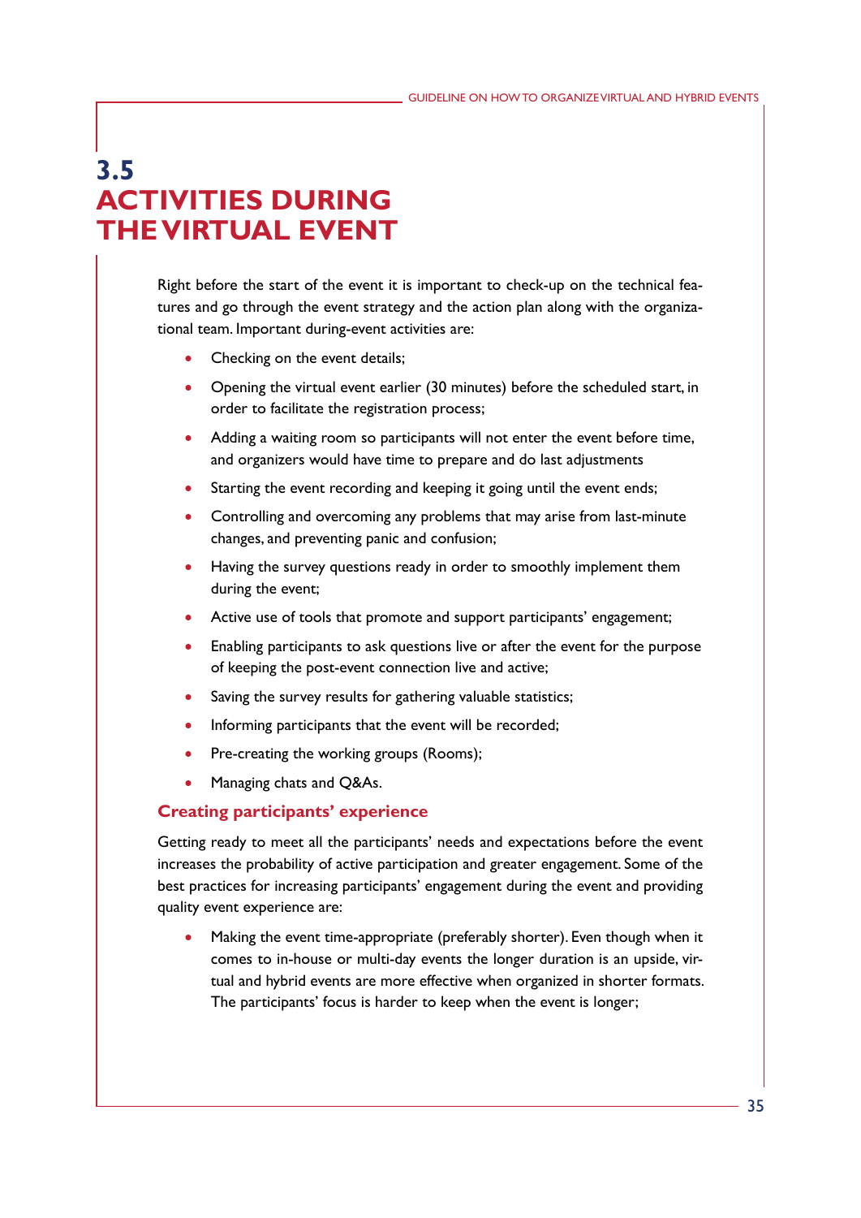## 3.5 ACTIVITIES DURING THE VIRTUAL EVENT

Right before the start of the event it is important to check-up on the technical features and go through the event strategy and the action plan along with the organizational team. Important during-event activities are:

- Checking on the event details;
- Opening the virtual event earlier (30 minutes) before the scheduled start, in order to facilitate the registration process;
- Adding a waiting room so participants will not enter the event before time, and organizers would have time to prepare and do last adjustments
- Starting the event recording and keeping it going until the event ends;
- Controlling and overcoming any problems that may arise from last-minute changes, and preventing panic and confusion;
- Having the survey questions ready in order to smoothly implement them during the event;
- Active use of tools that promote and support participants' engagement;
- Enabling participants to ask questions live or after the event for the purpose of keeping the post-event connection live and active;
- Saving the survey results for gathering valuable statistics;
- Informing participants that the event will be recorded;
- Pre-creating the working groups (Rooms);
- Managing chats and Q&As.

### Creating participants' experience

Getting ready to meet all the participants' needs and expectations before the event increases the probability of active participation and greater engagement. Some of the best practices for increasing participants' engagement during the event and providing quality event experience are:

- Making the event time-appropriate (preferably shorter). Even though when it comes to in-house or multi-day events the longer duration is an upside, virtual and hybrid events are more effective when organized in shorter formats. The participants' focus is harder to keep when the event is longer;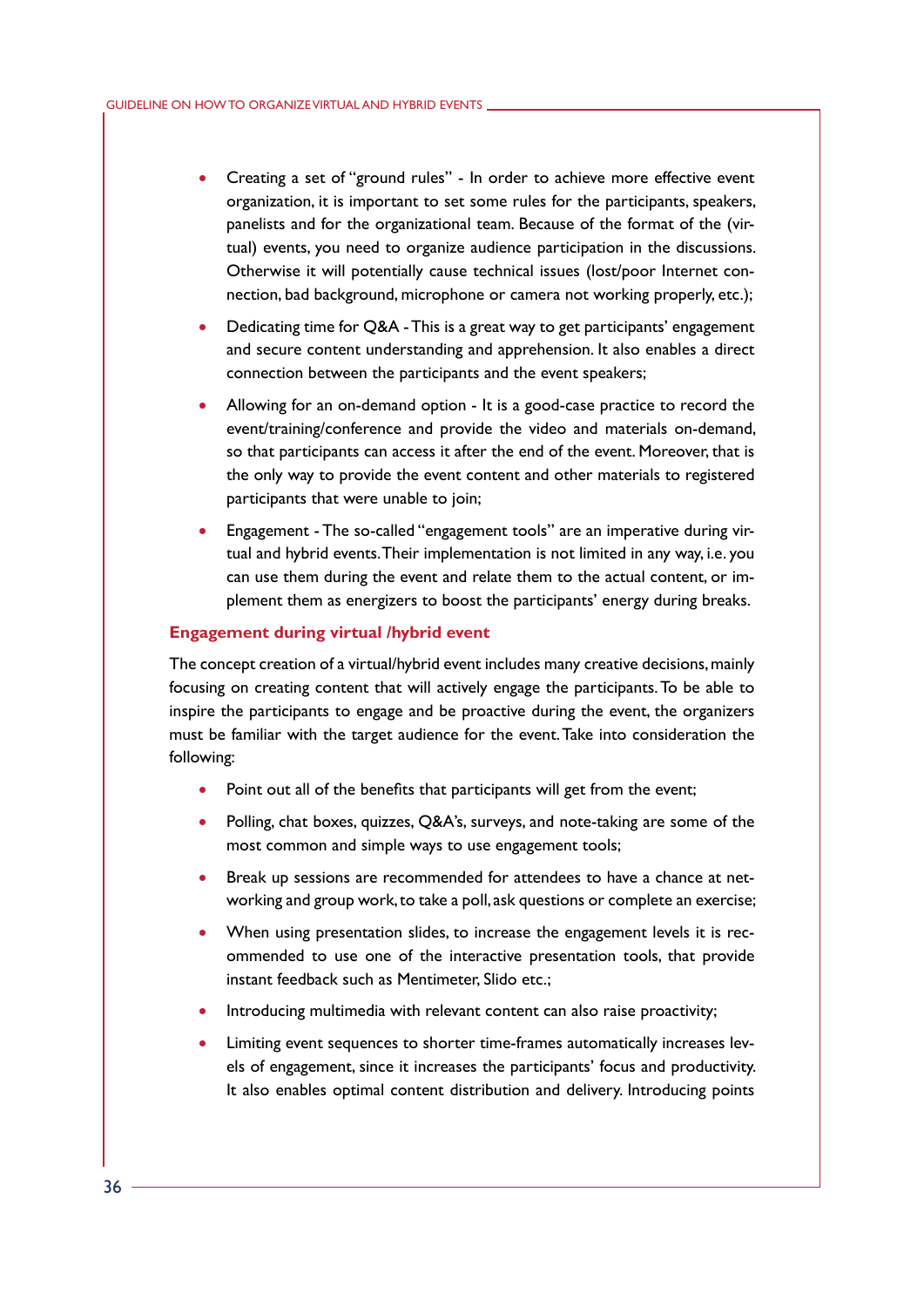- Creating a set of "ground rules" - In order to achieve more effective event organization, it is important to set some rules for the participants, speakers, panelists and for the organizational team. Because of the format of the (virtual) events, you need to organize audience participation in the discussions. Otherwise it will potentially cause technical issues (lost/poor Internet connection, bad background, microphone or camera not working properly, etc.);
- Dedicating time for Q&A - This is a great way to get participants' engagement and secure content understanding and apprehension. It also enables a direct connection between the participants and the event speakers;
- Allowing for an on-demand option - It is a good-case practice to record the event/training/conference and provide the video and materials on-demand, so that participants can access it after the end of the event. Moreover, that is the only way to provide the event content and other materials to registered participants that were unable to join;
- Engagement - The so-called "engagement tools" are an imperative during virtual and hybrid events. Their implementation is not limited in any way, i.e. you can use them during the event and relate them to the actual content, or implement them as energizers to boost the participants' energy during breaks.

### Engagement during virtual /hybrid event

The concept creation of a virtual/hybrid event includes many creative decisions, mainly focusing on creating content that will actively engage the participants. To be able to inspire the participants to engage and be proactive during the event, the organizers must be familiar with the target audience for the event. Take into consideration the following:

- Point out all of the benefits that participants will get from the event;
- Polling, chat boxes, quizzes, Q&A's, surveys, and note-taking are some of the most common and simple ways to use engagement tools;
- Break up sessions are recommended for attendees to have a chance at networking and group work, to take a poll, ask questions or complete an exercise;
- When using presentation slides, to increase the engagement levels it is recommended to use one of the interactive presentation tools, that provide instant feedback such as Mentimeter, Slido etc.;
- Introducing multimedia with relevant content can also raise proactivity;
- Limiting event sequences to shorter time-frames automatically increases levels of engagement, since it increases the participants' focus and productivity. It also enables optimal content distribution and delivery. Introducing points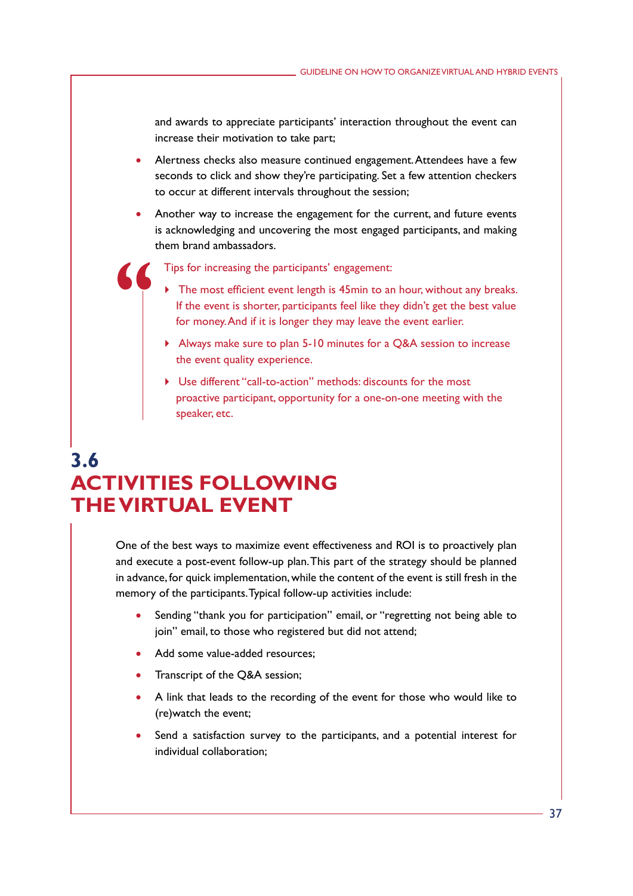and awards to appreciate participants' interaction throughout the event can increase their motivation to take part;

- Alertness checks also measure continued engagement. Attendees have a few seconds to click and show they're participating. Set a few attention checkers to occur at different intervals throughout the session;
- Another way to increase the engagement for the current, and future events is acknowledging and uncovering the most engaged participants, and making them brand ambassadors.

> Tips for increasing the participants' engagement:
>
> - The most efficient event length is 45min to an hour, without any breaks. If the event is shorter, participants feel like they didn't get the best value for money. And if it is longer they may leave the event earlier.
> - Always make sure to plan 5-10 minutes for a Q&A session to increase the event quality experience.
> - Use different "call-to-action" methods: discounts for the most proactive participant, opportunity for a one-on-one meeting with the speaker, etc.

## 3.6 ACTIVITIES FOLLOWING THE VIRTUAL EVENT

One of the best ways to maximize event effectiveness and ROI is to proactively plan and execute a post-event follow-up plan. This part of the strategy should be planned in advance, for quick implementation, while the content of the event is still fresh in the memory of the participants. Typical follow-up activities include:

- Sending "thank you for participation" email, or "regretting not being able to join" email, to those who registered but did not attend;
- Add some value-added resources;
- Transcript of the Q&A session;
- A link that leads to the recording of the event for those who would like to (re)watch the event;
- Send a satisfaction survey to the participants, and a potential interest for individual collaboration;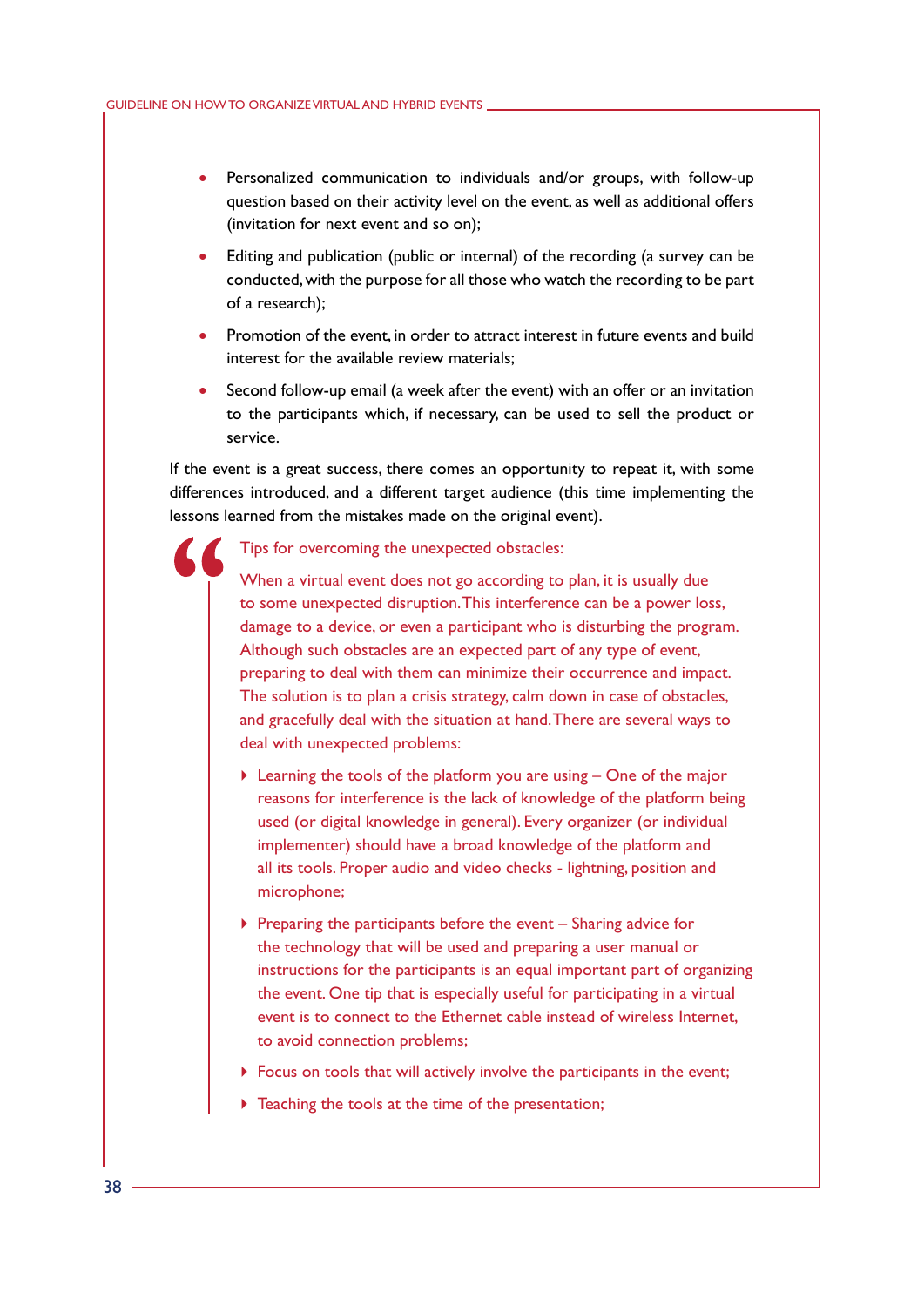- Personalized communication to individuals and/or groups, with follow-up question based on their activity level on the event, as well as additional offers (invitation for next event and so on);
- Editing and publication (public or internal) of the recording (a survey can be conducted, with the purpose for all those who watch the recording to be part of a research);
- Promotion of the event, in order to attract interest in future events and build interest for the available review materials;
- Second follow-up email (a week after the event) with an offer or an invitation to the participants which, if necessary, can be used to sell the product or service.

If the event is a great success, there comes an opportunity to repeat it, with some differences introduced, and a different target audience (this time implementing the lessons learned from the mistakes made on the original event).

> Tips for overcoming the unexpected obstacles:
>
> When a virtual event does not go according to plan, it is usually due to some unexpected disruption. This interference can be a power loss, damage to a device, or even a participant who is disturbing the program. Although such obstacles are an expected part of any type of event, preparing to deal with them can minimize their occurrence and impact. The solution is to plan a crisis strategy, calm down in case of obstacles, and gracefully deal with the situation at hand. There are several ways to deal with unexpected problems:
>
> - Learning the tools of the platform you are using – One of the major reasons for interference is the lack of knowledge of the platform being used (or digital knowledge in general). Every organizer (or individual implementer) should have a broad knowledge of the platform and all its tools. Proper audio and video checks - lightning, position and microphone;
> - Preparing the participants before the event – Sharing advice for the technology that will be used and preparing a user manual or instructions for the participants is an equal important part of organizing the event. One tip that is especially useful for participating in a virtual event is to connect to the Ethernet cable instead of wireless Internet, to avoid connection problems;
> - Focus on tools that will actively involve the participants in the event;
> - Teaching the tools at the time of the presentation;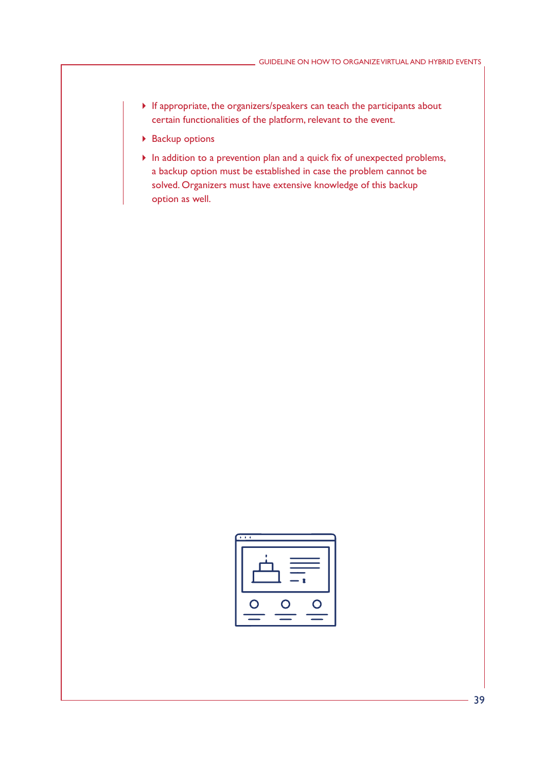- If appropriate, the organizers/speakers can teach the participants about certain functionalities of the platform, relevant to the event.
- Backup options
- In addition to a prevention plan and a quick fix of unexpected problems, a backup option must be established in case the problem cannot be solved. Organizers must have extensive knowledge of this backup option as well.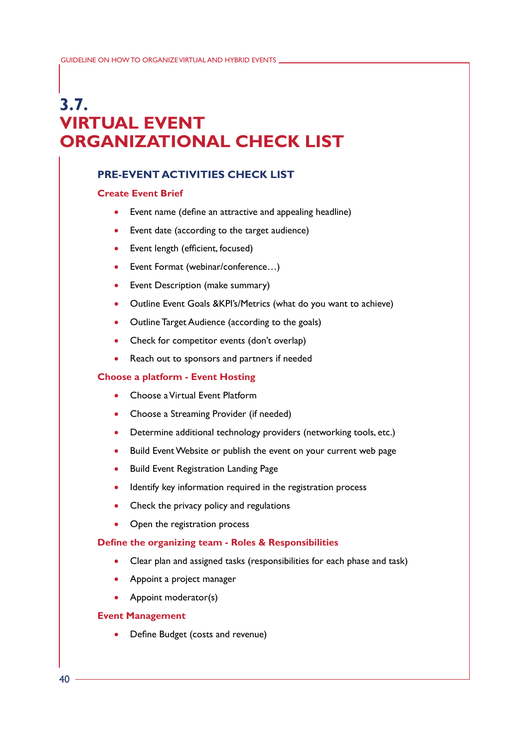# 3.7. VIRTUAL EVENT ORGANIZATIONAL CHECK LIST

## PRE-EVENT ACTIVITIES CHECK LIST

### Create Event Brief

- Event name (define an attractive and appealing headline)
- Event date (according to the target audience)
- Event length (efficient, focused)
- Event Format (webinar/conference…)
- Event Description (make summary)
- Outline Event Goals &KPI's/Metrics (what do you want to achieve)
- Outline Target Audience (according to the goals)
- Check for competitor events (don't overlap)
- Reach out to sponsors and partners if needed

### Choose a platform - Event Hosting

- Choose a Virtual Event Platform
- Choose a Streaming Provider (if needed)
- Determine additional technology providers (networking tools, etc.)
- Build Event Website or publish the event on your current web page
- Build Event Registration Landing Page
- Identify key information required in the registration process
- Check the privacy policy and regulations
- Open the registration process

### Define the organizing team - Roles & Responsibilities

- Clear plan and assigned tasks (responsibilities for each phase and task)
- Appoint a project manager
- Appoint moderator(s)

### Event Management

- Define Budget (costs and revenue)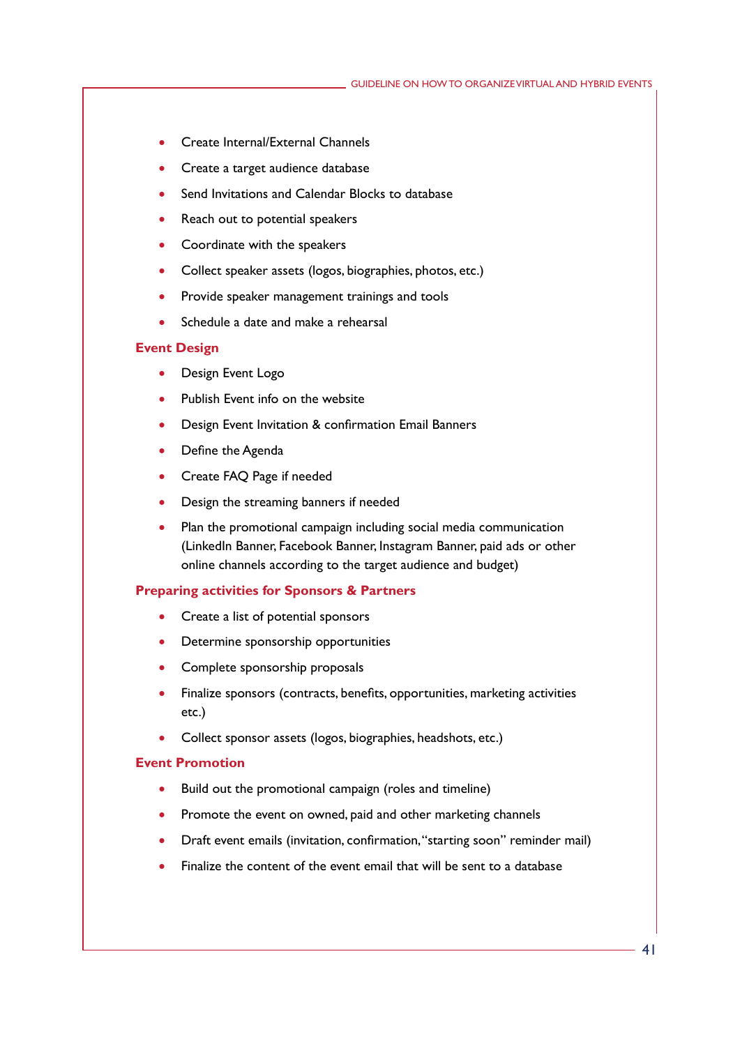- Create Internal/External Channels
- Create a target audience database
- Send Invitations and Calendar Blocks to database
- Reach out to potential speakers
- Coordinate with the speakers
- Collect speaker assets (logos, biographies, photos, etc.)
- Provide speaker management trainings and tools
- Schedule a date and make a rehearsal

### Event Design

- Design Event Logo
- Publish Event info on the website
- Design Event Invitation & confirmation Email Banners
- Define the Agenda
- Create FAQ Page if needed
- Design the streaming banners if needed
- Plan the promotional campaign including social media communication (LinkedIn Banner, Facebook Banner, Instagram Banner, paid ads or other online channels according to the target audience and budget)

### Preparing activities for Sponsors & Partners

- Create a list of potential sponsors
- Determine sponsorship opportunities
- Complete sponsorship proposals
- Finalize sponsors (contracts, benefits, opportunities, marketing activities etc.)
- Collect sponsor assets (logos, biographies, headshots, etc.)

### Event Promotion

- Build out the promotional campaign (roles and timeline)
- Promote the event on owned, paid and other marketing channels
- Draft event emails (invitation, confirmation, "starting soon" reminder mail)
- Finalize the content of the event email that will be sent to a database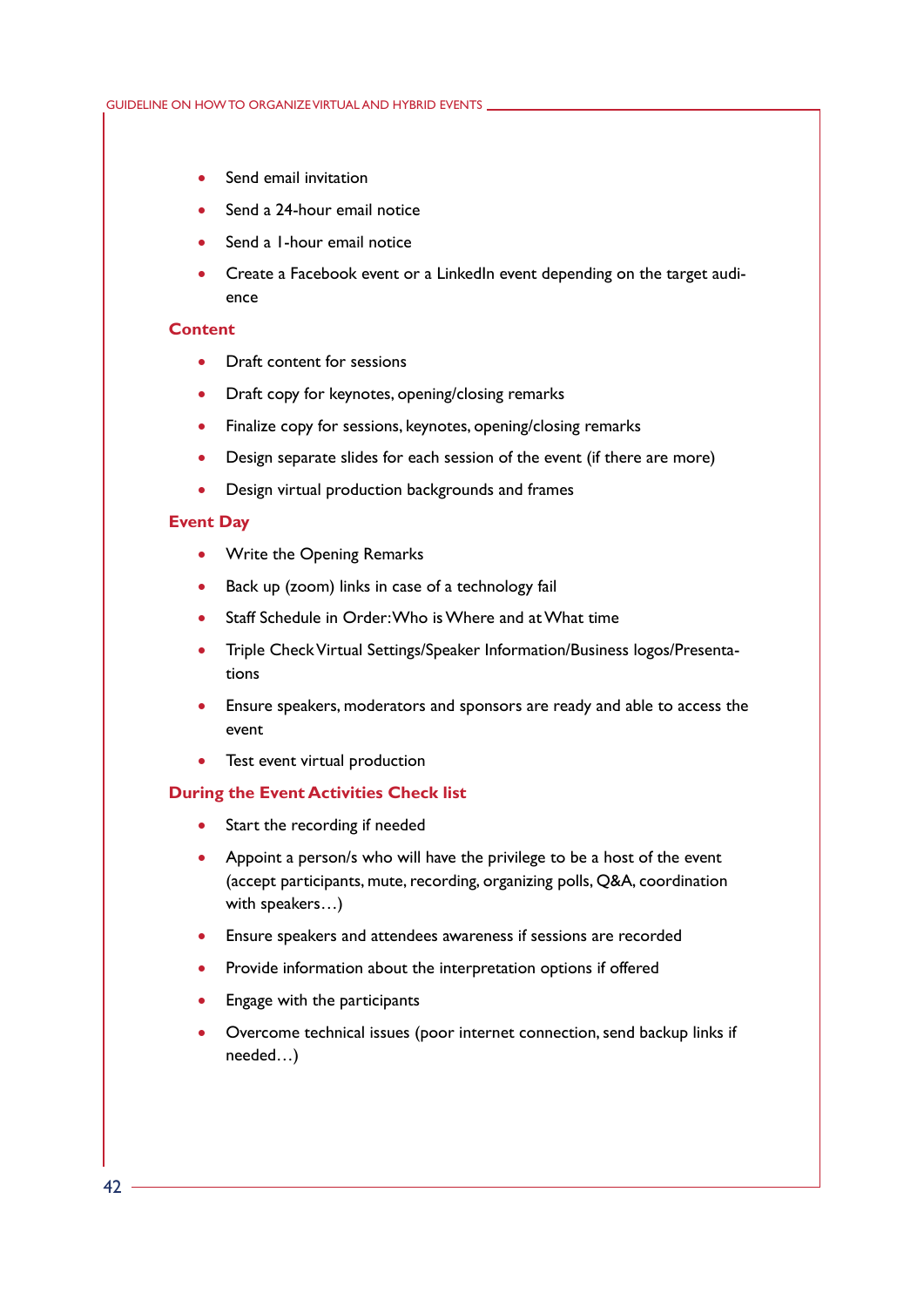- Send email invitation
- Send a 24-hour email notice
- Send a 1-hour email notice
- Create a Facebook event or a LinkedIn event depending on the target audience

## Content

- Draft content for sessions
- Draft copy for keynotes, opening/closing remarks
- Finalize copy for sessions, keynotes, opening/closing remarks
- Design separate slides for each session of the event (if there are more)
- Design virtual production backgrounds and frames

## Event Day

- Write the Opening Remarks
- Back up (zoom) links in case of a technology fail
- Staff Schedule in Order: Who is Where and at What time
- Triple Check Virtual Settings/Speaker Information/Business logos/Presentations
- Ensure speakers, moderators and sponsors are ready and able to access the event
- Test event virtual production

## During the Event Activities Check list

- Start the recording if needed
- Appoint a person/s who will have the privilege to be a host of the event (accept participants, mute, recording, organizing polls, Q&A, coordination with speakers…)
- Ensure speakers and attendees awareness if sessions are recorded
- Provide information about the interpretation options if offered
- Engage with the participants
- Overcome technical issues (poor internet connection, send backup links if needed…)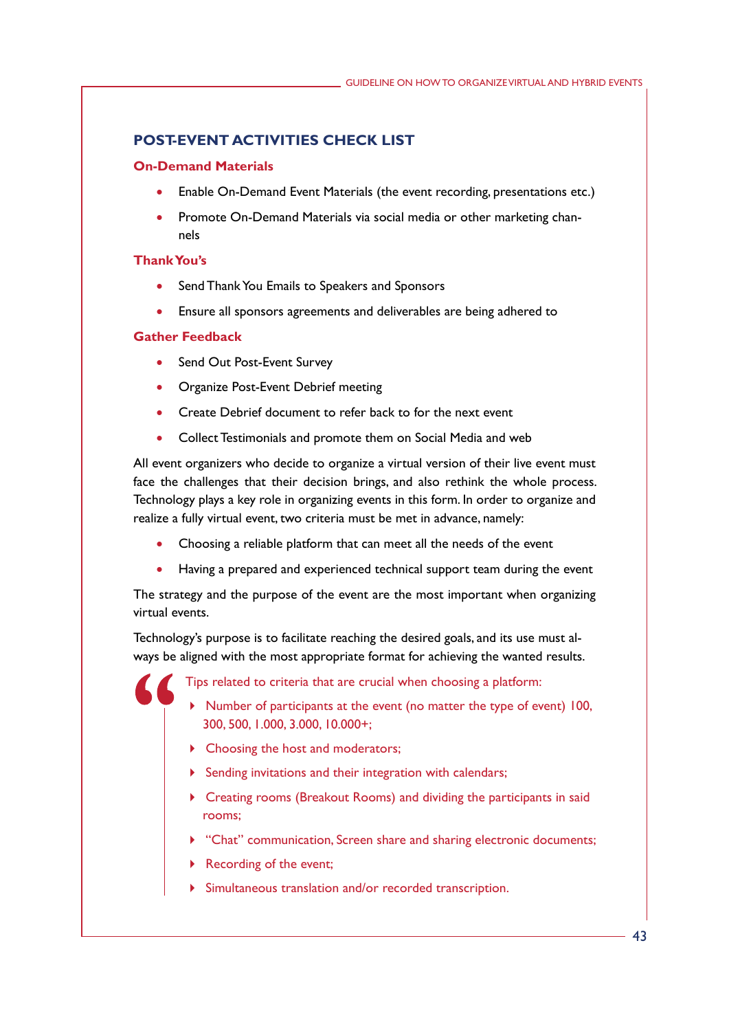## POST-EVENT ACTIVITIES CHECK LIST

### On-Demand Materials

- Enable On-Demand Event Materials (the event recording, presentations etc.)
- Promote On-Demand Materials via social media or other marketing channels

### Thank You's

- Send Thank You Emails to Speakers and Sponsors
- Ensure all sponsors agreements and deliverables are being adhered to

### Gather Feedback

- Send Out Post-Event Survey
- Organize Post-Event Debrief meeting
- Create Debrief document to refer back to for the next event
- Collect Testimonials and promote them on Social Media and web

All event organizers who decide to organize a virtual version of their live event must face the challenges that their decision brings, and also rethink the whole process. Technology plays a key role in organizing events in this form. In order to organize and realize a fully virtual event, two criteria must be met in advance, namely:

- Choosing a reliable platform that can meet all the needs of the event
- Having a prepared and experienced technical support team during the event

The strategy and the purpose of the event are the most important when organizing virtual events.

Technology's purpose is to facilitate reaching the desired goals, and its use must always be aligned with the most appropriate format for achieving the wanted results.

> Tips related to criteria that are crucial when choosing a platform:
>
> - Number of participants at the event (no matter the type of event) 100, 300, 500, 1.000, 3.000, 10.000+;
> - Choosing the host and moderators;
> - Sending invitations and their integration with calendars;
> - Creating rooms (Breakout Rooms) and dividing the participants in said rooms;
> - "Chat" communication, Screen share and sharing electronic documents;
> - Recording of the event;
> - Simultaneous translation and/or recorded transcription.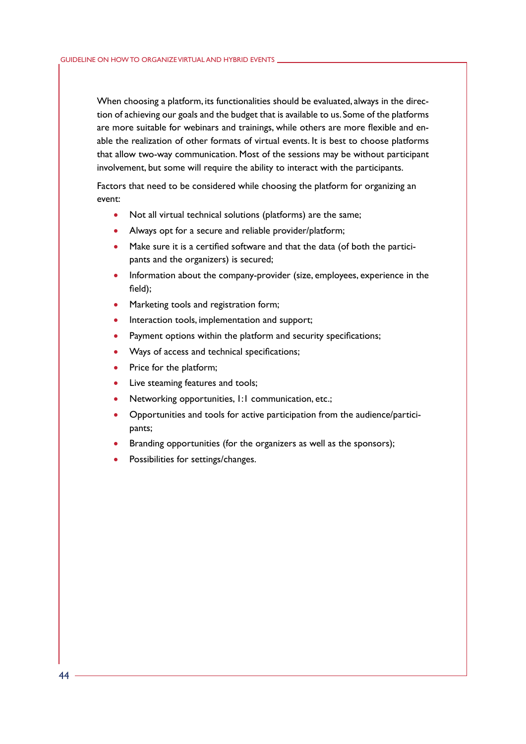When choosing a platform, its functionalities should be evaluated, always in the direction of achieving our goals and the budget that is available to us. Some of the platforms are more suitable for webinars and trainings, while others are more flexible and enable the realization of other formats of virtual events. It is best to choose platforms that allow two-way communication. Most of the sessions may be without participant involvement, but some will require the ability to interact with the participants.

Factors that need to be considered while choosing the platform for organizing an event:

- Not all virtual technical solutions (platforms) are the same;
- Always opt for a secure and reliable provider/platform;
- Make sure it is a certified software and that the data (of both the participants and the organizers) is secured;
- Information about the company-provider (size, employees, experience in the field);
- Marketing tools and registration form;
- Interaction tools, implementation and support;
- Payment options within the platform and security specifications;
- Ways of access and technical specifications;
- Price for the platform;
- Live steaming features and tools;
- Networking opportunities, 1:1 communication, etc.;
- Opportunities and tools for active participation from the audience/participants;
- Branding opportunities (for the organizers as well as the sponsors);
- Possibilities for settings/changes.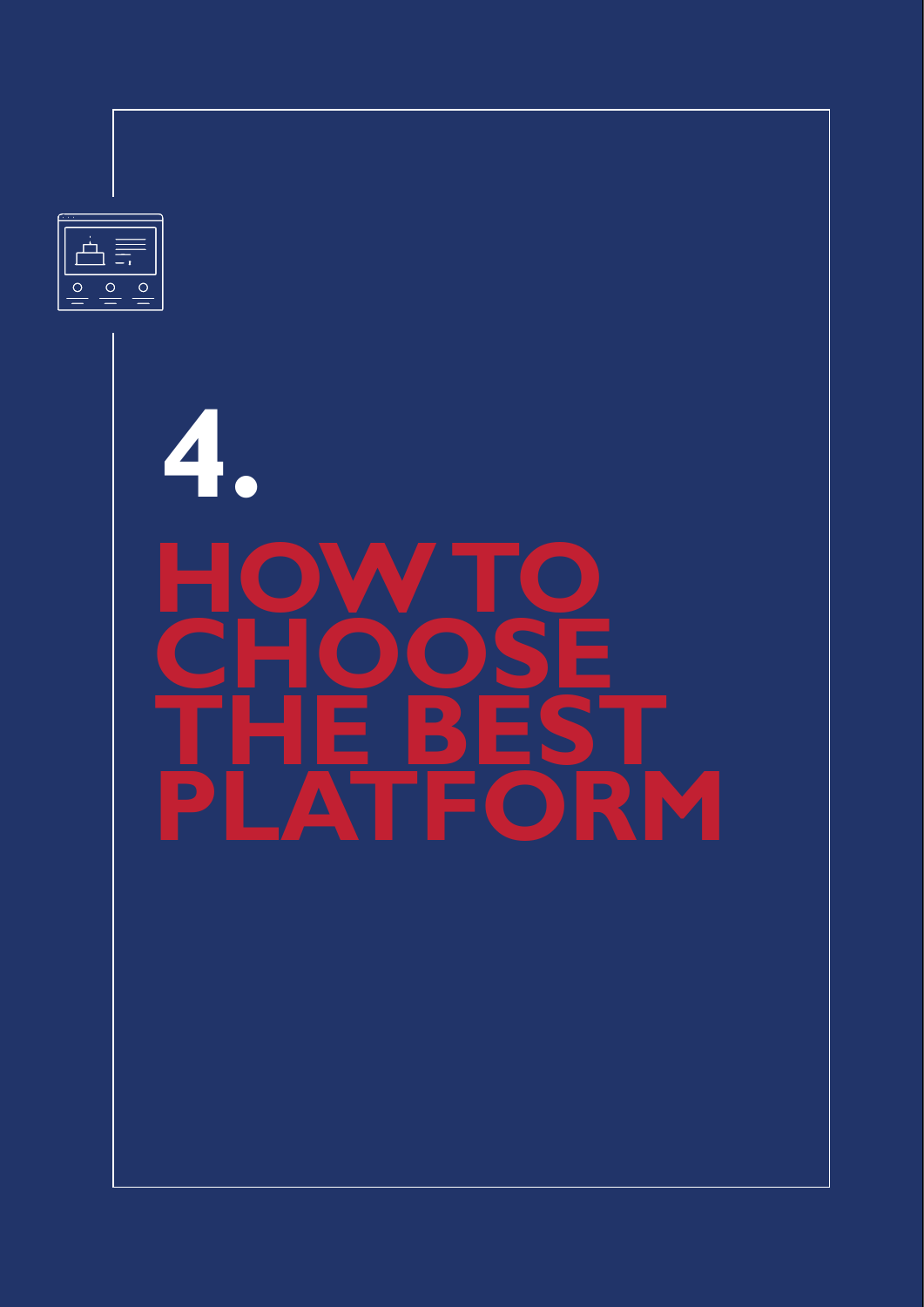# 4.

# HOW TO CHOOSE THE BEST PLATFORM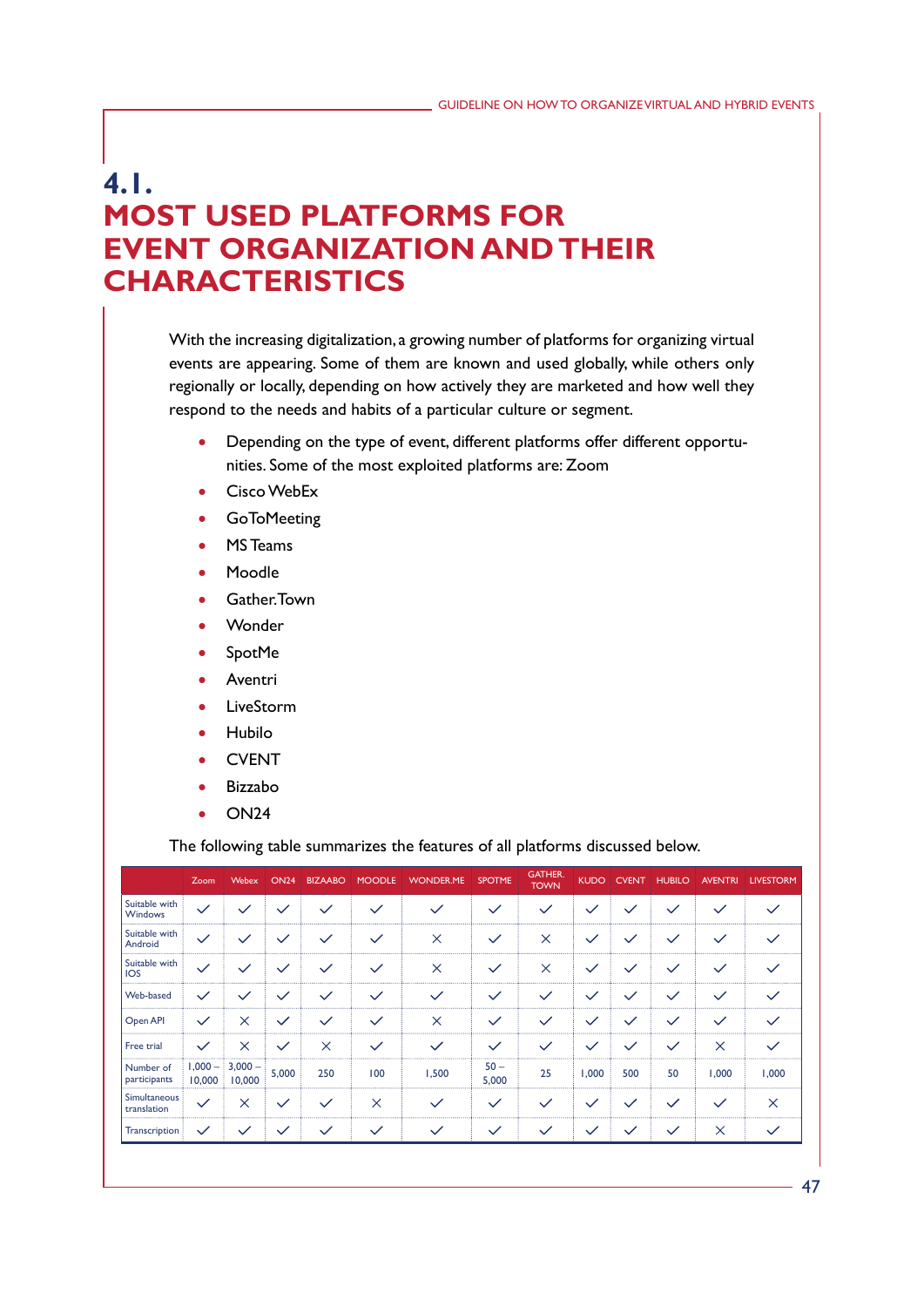# 4.1. MOST USED PLATFORMS FOR EVENT ORGANIZATION AND THEIR CHARACTERISTICS

With the increasing digitalization, a growing number of platforms for organizing virtual events are appearing. Some of them are known and used globally, while others only regionally or locally, depending on how actively they are marketed and how well they respond to the needs and habits of a particular culture or segment.

- Depending on the type of event, different platforms offer different opportunities. Some of the most exploited platforms are: Zoom
- Cisco WebEx
- GoToMeeting
- MS Teams
- Moodle
- Gather.Town
- Wonder
- SpotMe
- Aventri
- LiveStorm
- Hubilo
- CVENT
- Bizzabo
- ON24

The following table summarizes the features of all platforms discussed below.

| | Zoom | Webex | ON24 | BIZAABO | MOODLE | WONDER.ME | SPOTME | GATHER. TOWN | KUDO | CVENT | HUBILO | AVENTRI | LIVESTORM |
|---|---|---|---|---|---|---|---|---|---|---|---|---|---|
| Suitable with Windows | ✓ | ✓ | ✓ | ✓ | ✓ | ✓ | ✓ | ✓ | ✓ | ✓ | ✓ | ✓ | ✓ |
| Suitable with Android | ✓ | ✓ | ✓ | ✓ | ✓ | × | ✓ | × | ✓ | ✓ | ✓ | ✓ | ✓ |
| Suitable with IOS | ✓ | ✓ | ✓ | ✓ | ✓ | × | ✓ | × | ✓ | ✓ | ✓ | ✓ | ✓ |
| Web-based | ✓ | ✓ | ✓ | ✓ | ✓ | ✓ | ✓ | ✓ | ✓ | ✓ | ✓ | ✓ | ✓ |
| Open API | ✓ | × | ✓ | ✓ | ✓ | × | ✓ | ✓ | ✓ | ✓ | ✓ | ✓ | ✓ |
| Free trial | ✓ | × | ✓ | × | ✓ | ✓ | ✓ | ✓ | ✓ | ✓ | ✓ | × | ✓ |
| Number of participants | 1,000 – 10,000 | 3,000 – 10,000 | 5,000 | 250 | 100 | 1,500 | 50 – 5,000 | 25 | 1,000 | 500 | 50 | 1,000 | 1,000 |
| Simultaneous translation | ✓ | × | ✓ | ✓ | × | ✓ | ✓ | ✓ | ✓ | ✓ | ✓ | ✓ | × |
| Transcription | ✓ | ✓ | ✓ | ✓ | ✓ | ✓ | ✓ | ✓ | ✓ | ✓ | ✓ | × | ✓ |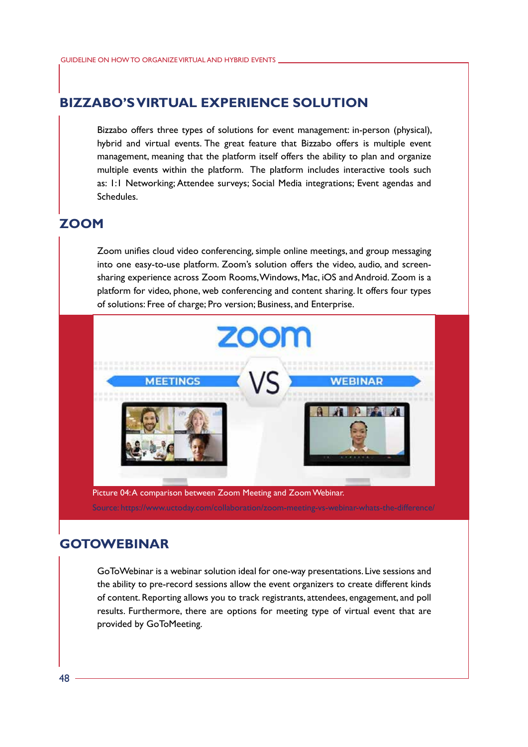## BIZZABO'S VIRTUAL EXPERIENCE SOLUTION

Bizzabo offers three types of solutions for event management: in-person (physical), hybrid and virtual events. The great feature that Bizzabo offers is multiple event management, meaning that the platform itself offers the ability to plan and organize multiple events within the platform. The platform includes interactive tools such as: 1:1 Networking; Attendee surveys; Social Media integrations; Event agendas and Schedules.

## ZOOM

Zoom unifies cloud video conferencing, simple online meetings, and group messaging into one easy-to-use platform. Zoom's solution offers the video, audio, and screen-sharing experience across Zoom Rooms, Windows, Mac, iOS and Android. Zoom is a platform for video, phone, web conferencing and content sharing. It offers four types of solutions: Free of charge; Pro version; Business, and Enterprise.

Picture 04: A comparison between Zoom Meeting and Zoom Webinar.

Source: https://www.uctoday.com/collaboration/zoom-meeting-vs-webinar-whats-the-difference/

## GOTOWEBINAR

GoToWebinar is a webinar solution ideal for one-way presentations. Live sessions and the ability to pre-record sessions allow the event organizers to create different kinds of content. Reporting allows you to track registrants, attendees, engagement, and poll results. Furthermore, there are options for meeting type of virtual event that are provided by GoToMeeting.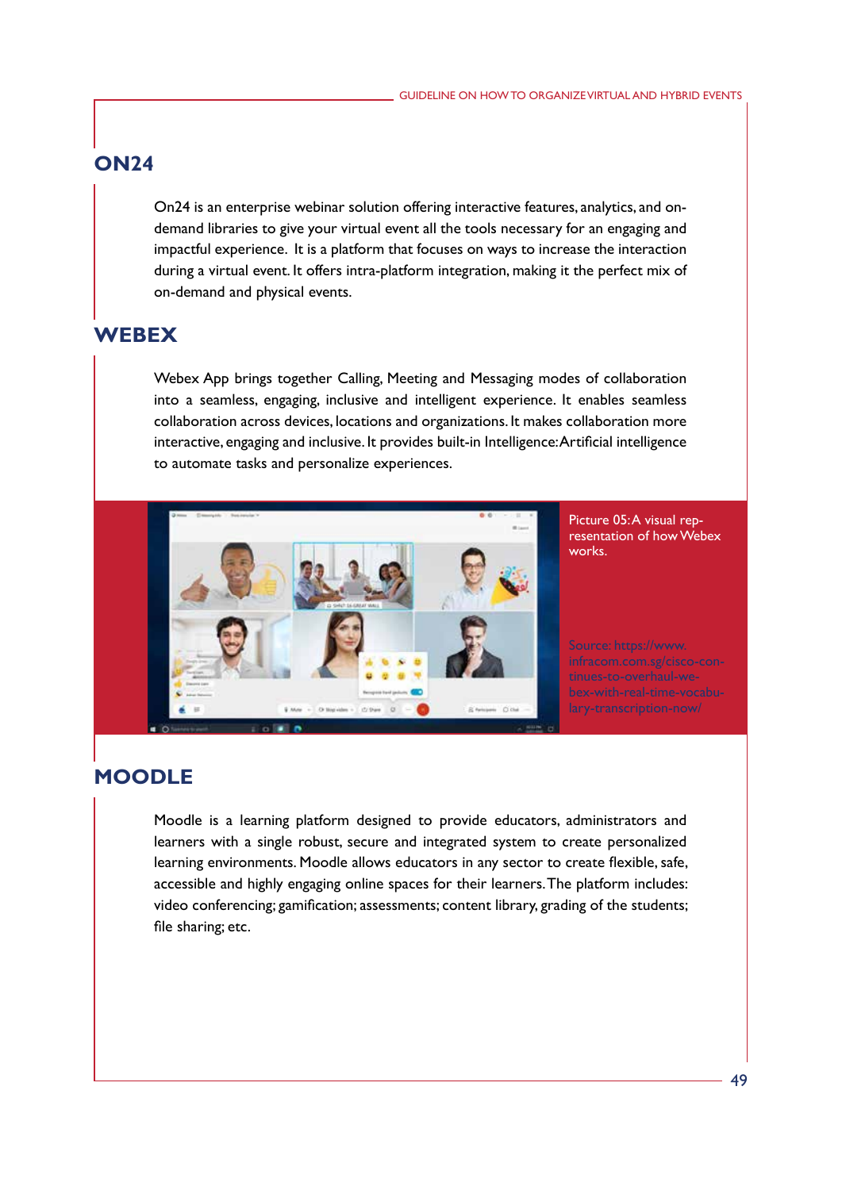## ON24

On24 is an enterprise webinar solution offering interactive features, analytics, and on-demand libraries to give your virtual event all the tools necessary for an engaging and impactful experience. It is a platform that focuses on ways to increase the interaction during a virtual event. It offers intra-platform integration, making it the perfect mix of on-demand and physical events.

## WEBEX

Webex App brings together Calling, Meeting and Messaging modes of collaboration into a seamless, engaging, inclusive and intelligent experience. It enables seamless collaboration across devices, locations and organizations. It makes collaboration more interactive, engaging and inclusive. It provides built-in Intelligence: Artificial intelligence to automate tasks and personalize experiences.

Picture 05: A visual representation of how Webex works.

Source: https://www.infracom.com.sg/cisco-continues-to-overhaul-webex-with-real-time-vocabulary-transcription-now/

## MOODLE

Moodle is a learning platform designed to provide educators, administrators and learners with a single robust, secure and integrated system to create personalized learning environments. Moodle allows educators in any sector to create flexible, safe, accessible and highly engaging online spaces for their learners. The platform includes: video conferencing; gamification; assessments; content library, grading of the students; file sharing; etc.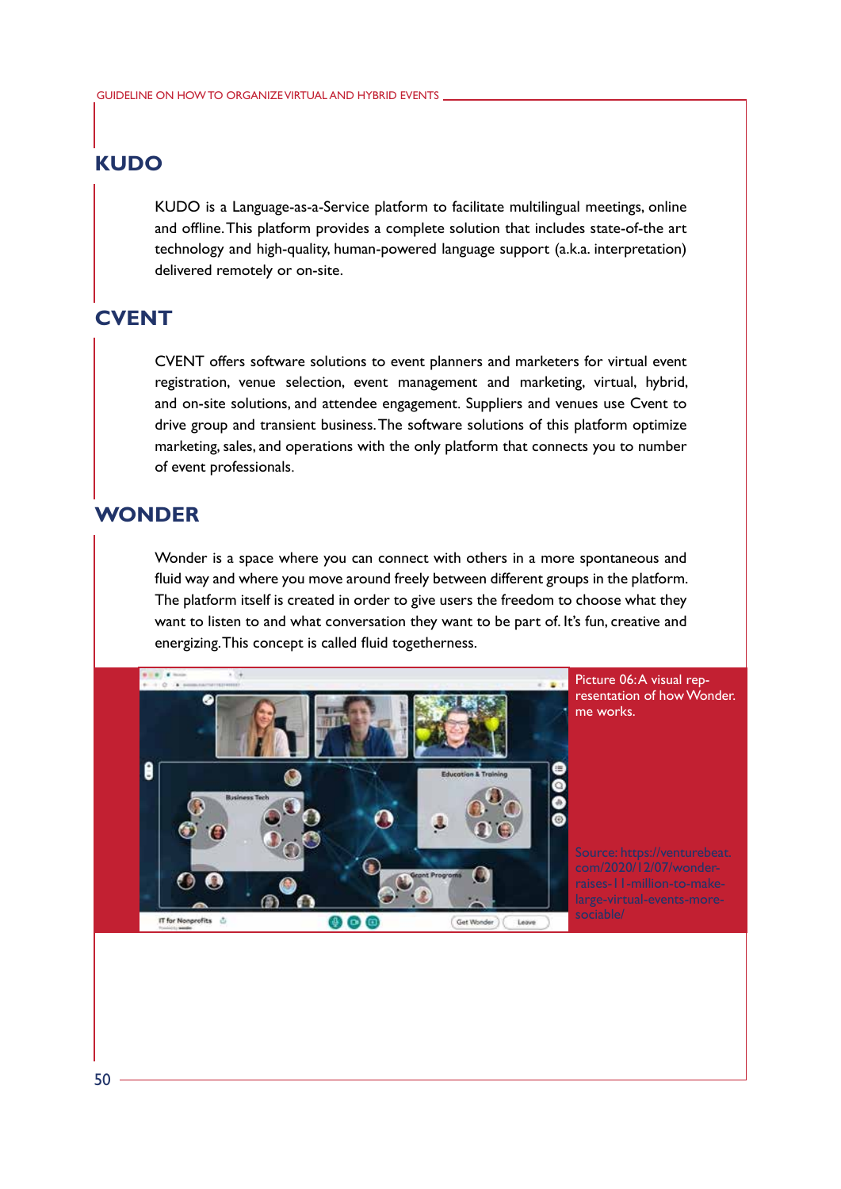## KUDO

KUDO is a Language-as-a-Service platform to facilitate multilingual meetings, online and offline. This platform provides a complete solution that includes state-of-the art technology and high-quality, human-powered language support (a.k.a. interpretation) delivered remotely or on-site.

## CVENT

CVENT offers software solutions to event planners and marketers for virtual event registration, venue selection, event management and marketing, virtual, hybrid, and on-site solutions, and attendee engagement. Suppliers and venues use Cvent to drive group and transient business. The software solutions of this platform optimize marketing, sales, and operations with the only platform that connects you to number of event professionals.

## WONDER

Wonder is a space where you can connect with others in a more spontaneous and fluid way and where you move around freely between different groups in the platform. The platform itself is created in order to give users the freedom to choose what they want to listen to and what conversation they want to be part of. It's fun, creative and energizing. This concept is called fluid togetherness.

Picture 06: A visual representation of how Wonder.me works.

Source: https://venturebeat.com/2020/12/07/wonder-raises-11-million-to-make-large-virtual-events-more-sociable/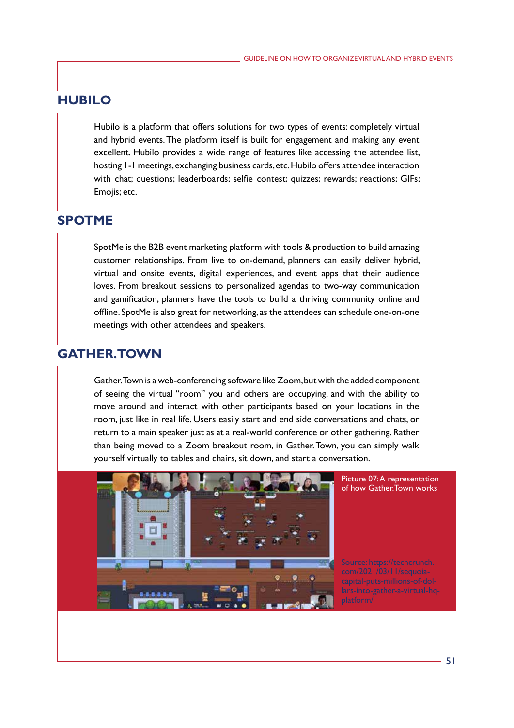## HUBILO

Hubilo is a platform that offers solutions for two types of events: completely virtual and hybrid events. The platform itself is built for engagement and making any event excellent. Hubilo provides a wide range of features like accessing the attendee list, hosting 1-1 meetings, exchanging business cards, etc. Hubilo offers attendee interaction with chat; questions; leaderboards; selfie contest; quizzes; rewards; reactions; GIFs; Emojis; etc.

## SPOTME

SpotMe is the B2B event marketing platform with tools & production to build amazing customer relationships. From live to on-demand, planners can easily deliver hybrid, virtual and onsite events, digital experiences, and event apps that their audience loves. From breakout sessions to personalized agendas to two-way communication and gamification, planners have the tools to build a thriving community online and offline. SpotMe is also great for networking, as the attendees can schedule one-on-one meetings with other attendees and speakers.

## GATHER.TOWN

Gather.Town is a web-conferencing software like Zoom, but with the added component of seeing the virtual "room" you and others are occupying, and with the ability to move around and interact with other participants based on your locations in the room, just like in real life. Users easily start and end side conversations and chats, or return to a main speaker just as at a real-world conference or other gathering. Rather than being moved to a Zoom breakout room, in Gather. Town, you can simply walk yourself virtually to tables and chairs, sit down, and start a conversation.

Picture 07: A representation of how Gather.Town works

Source: https://techcrunch.com/2021/03/11/sequoia-capital-puts-millions-of-dollars-into-gather-a-virtual-hq-platform/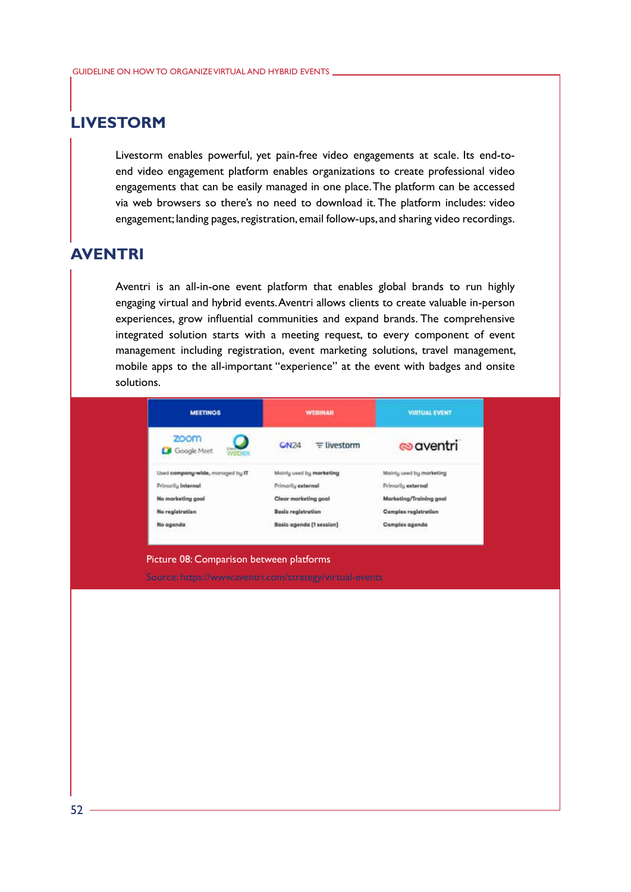## LIVESTORM

Livestorm enables powerful, yet pain-free video engagements at scale. Its end-to-end video engagement platform enables organizations to create professional video engagements that can be easily managed in one place. The platform can be accessed via web browsers so there's no need to download it. The platform includes: video engagement; landing pages, registration, email follow-ups, and sharing video recordings.

## AVENTRI

Aventri is an all-in-one event platform that enables global brands to run highly engaging virtual and hybrid events. Aventri allows clients to create valuable in-person experiences, grow influential communities and expand brands. The comprehensive integrated solution starts with a meeting request, to every component of event management including registration, event marketing solutions, travel management, mobile apps to the all-important "experience" at the event with badges and onsite solutions.

| MEETINGS | WEBINAR | VIRTUAL EVENT |
|---|---|---|
| zoom, Google Meet, Webex | ON24, livestorm | aventri |
| Used **company-wide**, managed by **IT** | Mainly used by **marketing** | Mainly used by marketing |
| Primarily **internal** | Primarily **external** | Primarily **external** |
| **No marketing goal** | **Clear marketing goal** | **Marketing/Training goal** |
| **No registration** | **Basic registration** | **Complex registration** |
| **No agenda** | **Basic agenda (1 session)** | **Complex agenda** |

Picture 08: Comparison between platforms

Source: https://www.aventri.com/strategy/virtual-events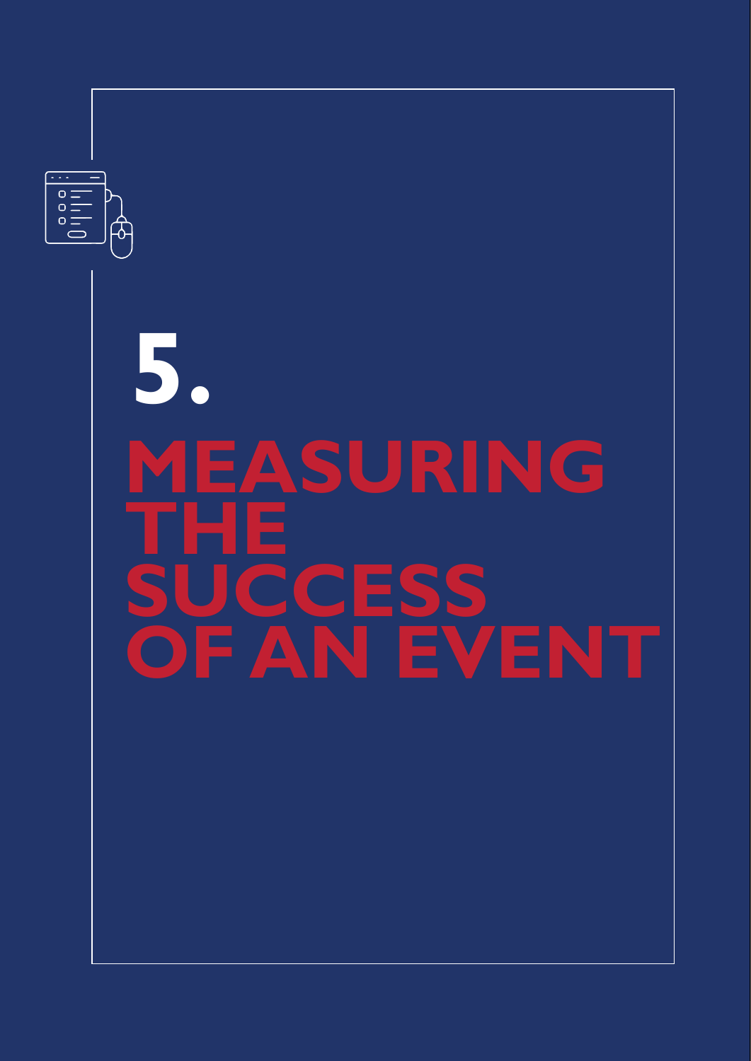# 5. MEASURING THE SUCCESS OF AN EVENT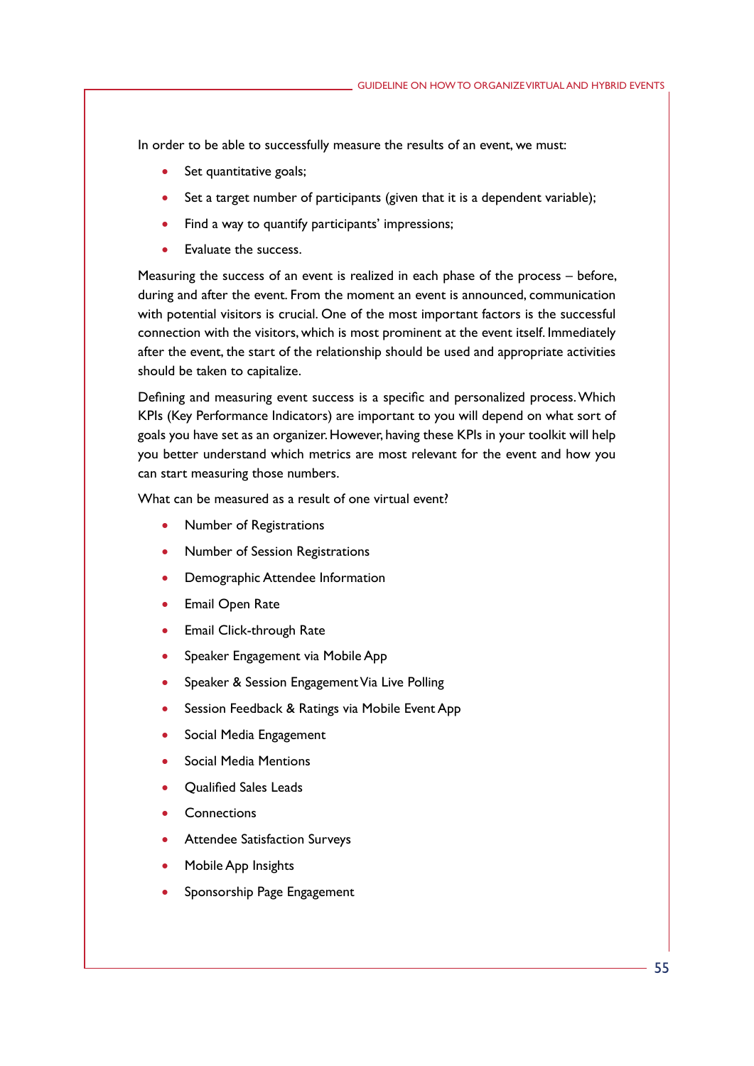In order to be able to successfully measure the results of an event, we must:

- Set quantitative goals;
- Set a target number of participants (given that it is a dependent variable);
- Find a way to quantify participants' impressions;
- Evaluate the success.

Measuring the success of an event is realized in each phase of the process – before, during and after the event. From the moment an event is announced, communication with potential visitors is crucial. One of the most important factors is the successful connection with the visitors, which is most prominent at the event itself. Immediately after the event, the start of the relationship should be used and appropriate activities should be taken to capitalize.

Defining and measuring event success is a specific and personalized process. Which KPIs (Key Performance Indicators) are important to you will depend on what sort of goals you have set as an organizer. However, having these KPIs in your toolkit will help you better understand which metrics are most relevant for the event and how you can start measuring those numbers.

What can be measured as a result of one virtual event?

- Number of Registrations
- Number of Session Registrations
- Demographic Attendee Information
- Email Open Rate
- Email Click-through Rate
- Speaker Engagement via Mobile App
- Speaker & Session Engagement Via Live Polling
- Session Feedback & Ratings via Mobile Event App
- Social Media Engagement
- Social Media Mentions
- Qualified Sales Leads
- Connections
- Attendee Satisfaction Surveys
- Mobile App Insights
- Sponsorship Page Engagement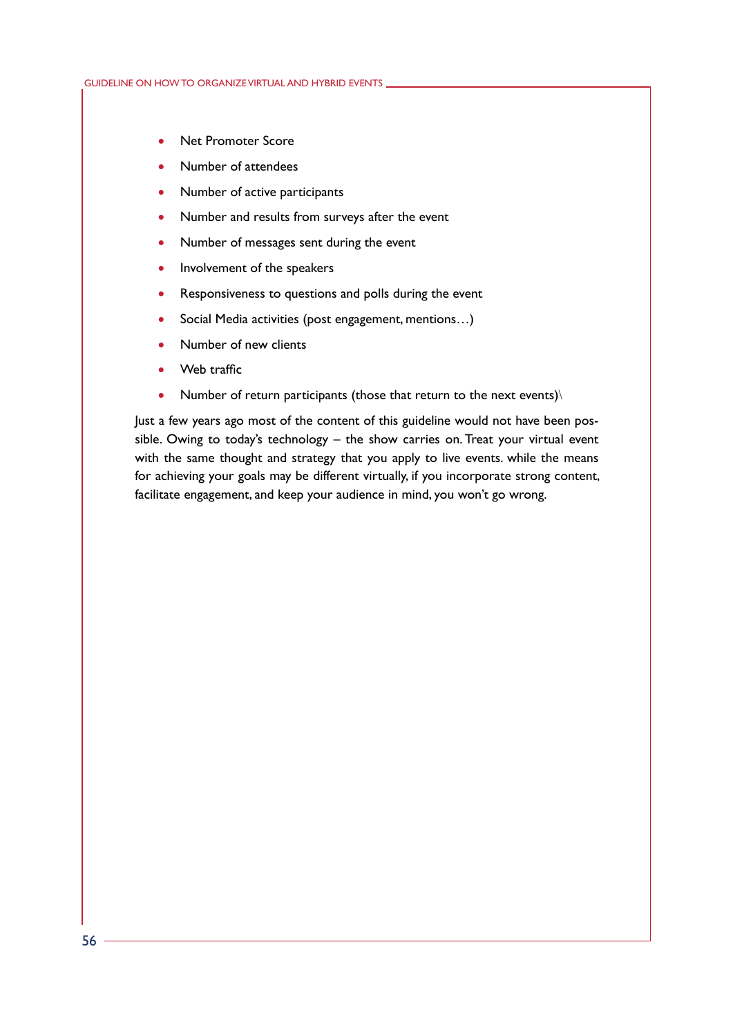- Net Promoter Score
- Number of attendees
- Number of active participants
- Number and results from surveys after the event
- Number of messages sent during the event
- Involvement of the speakers
- Responsiveness to questions and polls during the event
- Social Media activities (post engagement, mentions…)
- Number of new clients
- Web traffic
- Number of return participants (those that return to the next events)\

Just a few years ago most of the content of this guideline would not have been possible. Owing to today's technology – the show carries on. Treat your virtual event with the same thought and strategy that you apply to live events. while the means for achieving your goals may be different virtually, if you incorporate strong content, facilitate engagement, and keep your audience in mind, you won't go wrong.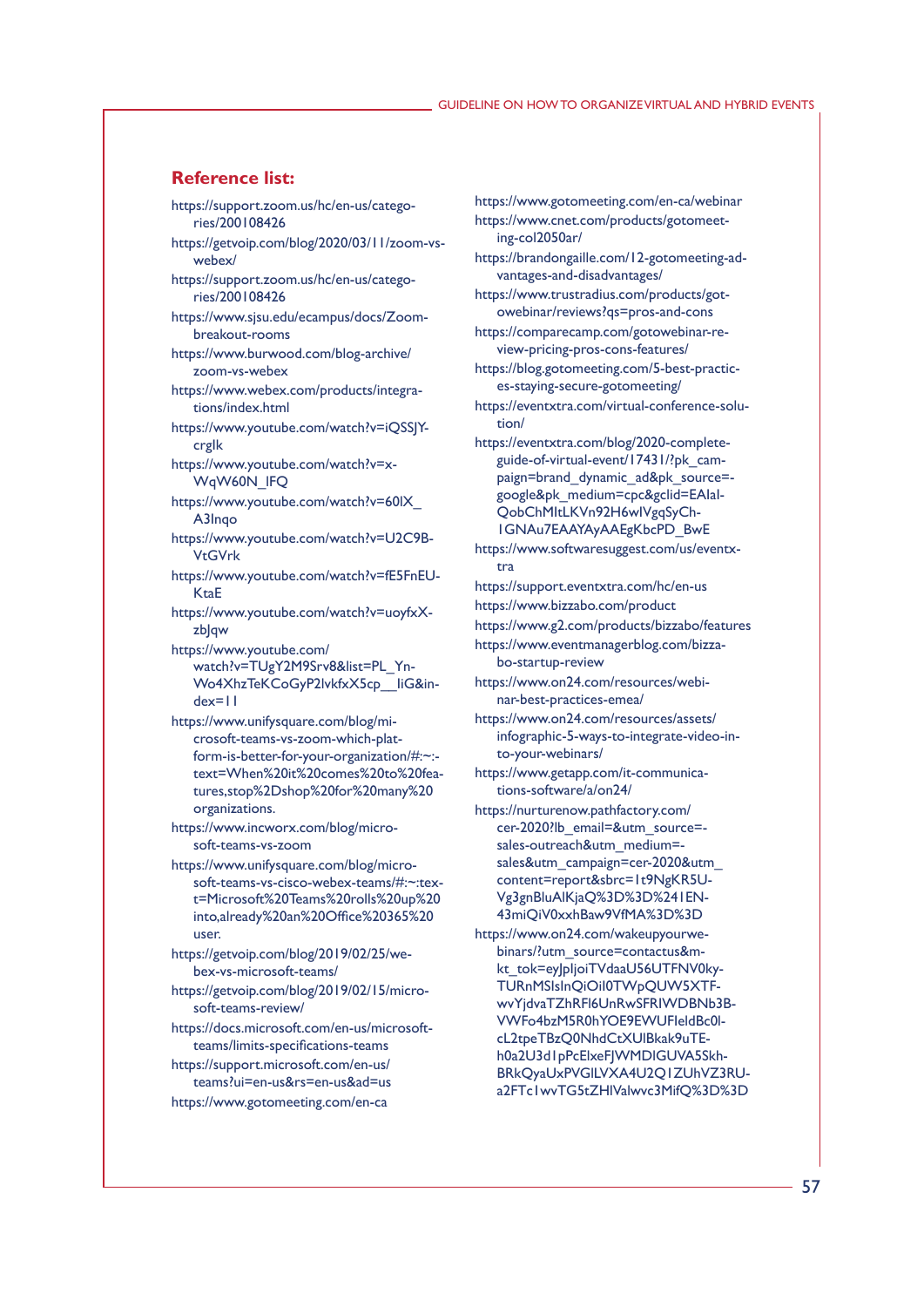## Reference list:

- https://support.zoom.us/hc/en-us/categories/200108426
- https://getvoip.com/blog/2020/03/11/zoom-vs-webex/
- https://support.zoom.us/hc/en-us/categories/200108426
- https://www.sjsu.edu/ecampus/docs/Zoom-breakout-rooms
- https://www.burwood.com/blog-archive/zoom-vs-webex
- https://www.webex.com/products/integrations/index.html
- https://www.youtube.com/watch?v=iQSSJYcrglk
- https://www.youtube.com/watch?v=xWqW60N_IFQ
- https://www.youtube.com/watch?v=60lX_A3lnqo
- https://www.youtube.com/watch?v=U2C9BVtGVrk
- https://www.youtube.com/watch?v=fE5FnEUKtaE
- https://www.youtube.com/watch?v=uoyfxXzbJqw
- https://www.youtube.com/watch?v=TUgY2M9Srv8&list=PL_YnWo4XhzTeKCoGyP2lvkfxX5cp__IiG&index=11
- https://www.unifysquare.com/blog/microsoft-teams-vs-zoom-which-platform-is-better-for-your-organization/#:~:text=When%20it%20comes%20to%20features,stop%2Dshop%20for%20many%20organizations.
- https://www.incworx.com/blog/microsoft-teams-vs-zoom
- https://www.unifysquare.com/blog/microsoft-teams-vs-cisco-webex-teams/#:~:text=Microsoft%20Teams%20rolls%20up%20into,already%20an%20Office%20365%20user.
- https://getvoip.com/blog/2019/02/25/webex-vs-microsoft-teams/
- https://getvoip.com/blog/2019/02/15/microsoft-teams-review/
- https://docs.microsoft.com/en-us/microsoftteams/limits-specifications-teams
- https://support.microsoft.com/en-us/teams?ui=en-us&rs=en-us&ad=us
- https://www.gotomeeting.com/en-ca
- https://www.gotomeeting.com/en-ca/webinar
- https://www.cnet.com/products/gotomeeting-col2050ar/
- https://brandongaille.com/12-gotomeeting-advantages-and-disadvantages/
- https://www.trustradius.com/products/gotowebinar/reviews?qs=pros-and-cons
- https://comparecamp.com/gotowebinar-review-pricing-pros-cons-features/
- https://blog.gotomeeting.com/5-best-practices-staying-secure-gotomeeting/
- https://eventxtra.com/virtual-conference-solution/
- https://eventxtra.com/blog/2020-complete-guide-of-virtual-event/17431/?pk_campaign=brand_dynamic_ad&pk_source=google&pk_medium=cpc&gclid=EAIaIQobChMItLKVn92H6wIVgqSyCh1GNAu7EAAYAyAAEgKbcPD_BwE
- https://www.softwaresuggest.com/us/eventxtra
- https://support.eventxtra.com/hc/en-us
- https://www.bizzabo.com/product
- https://www.g2.com/products/bizzabo/features
- https://www.eventmanagerblog.com/bizzabo-startup-review
- https://www.on24.com/resources/webinar-best-practices-emea/
- https://www.on24.com/resources/assets/infographic-5-ways-to-integrate-video-into-your-webinars/
- https://www.getapp.com/it-communications-software/a/on24/
- https://nurturenow.pathfactory.com/cer-2020?lb_email=&utm_source=sales-outreach&utm_medium=sales&utm_campaign=cer-2020&utm_content=report&sbrc=1t9NgKR5UVg3gnBluAlKjaQ%3D%3D%241EN43miQiV0xxhBaw9VfMA%3D%3D
- https://www.on24.com/wakeupyourwebinars/?utm_source=contactus&mkt_tok=eyJpIjoiTVdaaU56UTFNV0kyTURnMSIsInQiOiI0TWpQUW5XTFwvYjdvaTZhRFl6UnRwSFRIWDBNb3BVWFo4bzM5R0hYOE9EWUFIeldBc0lcL2tpeTBzQ0NhdCtXUlBkak9uTEh0a2U3d1pPcElxeFJWMDlGUVA5SkhBRkQyaUxPVGlLVXA4U2Q1ZUhVZ3RUa2FTc1wvTG5tZHlValwvc3MifQ%3D%3D